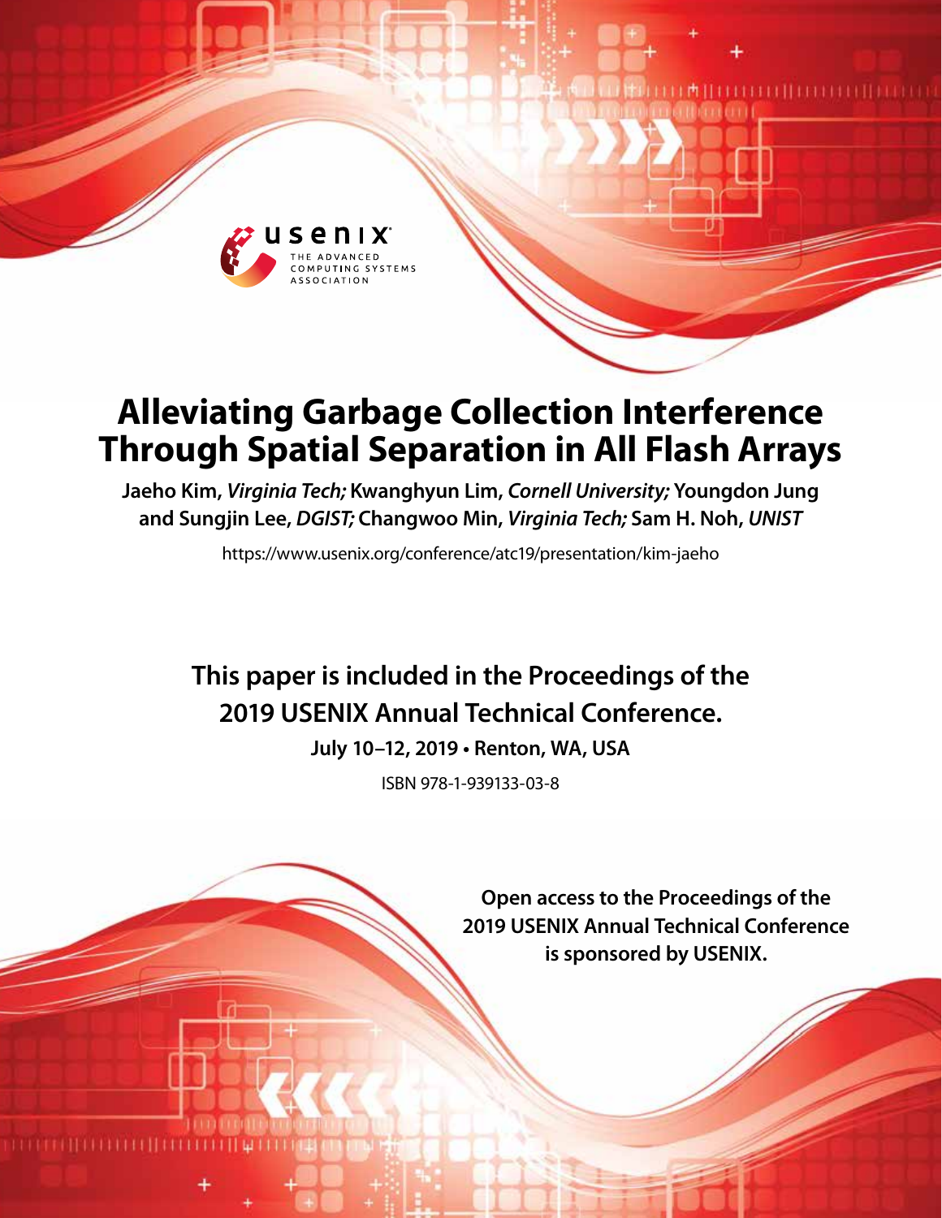# Alleviating Garbage Collection Interference Through Spatial Separation in All Flash Arrays

**Jaeho Kim,** ***Virginia Tech;*** **Kwanghyun Lim,** ***Cornell University;*** **Youngdon Jung and Sungjin Lee,** ***DGIST;*** **Changwoo Min,** ***Virginia Tech;*** **Sam H. Noh,** ***UNIST***

https://www.usenix.org/conference/atc19/presentation/kim-jaeho

**This paper is included in the Proceedings of the 2019 USENIX Annual Technical Conference.**

**July 10–12, 2019 • Renton, WA, USA**

ISBN 978-1-939133-03-8

**Open access to the Proceedings of the 2019 USENIX Annual Technical Conference is sponsored by USENIX.**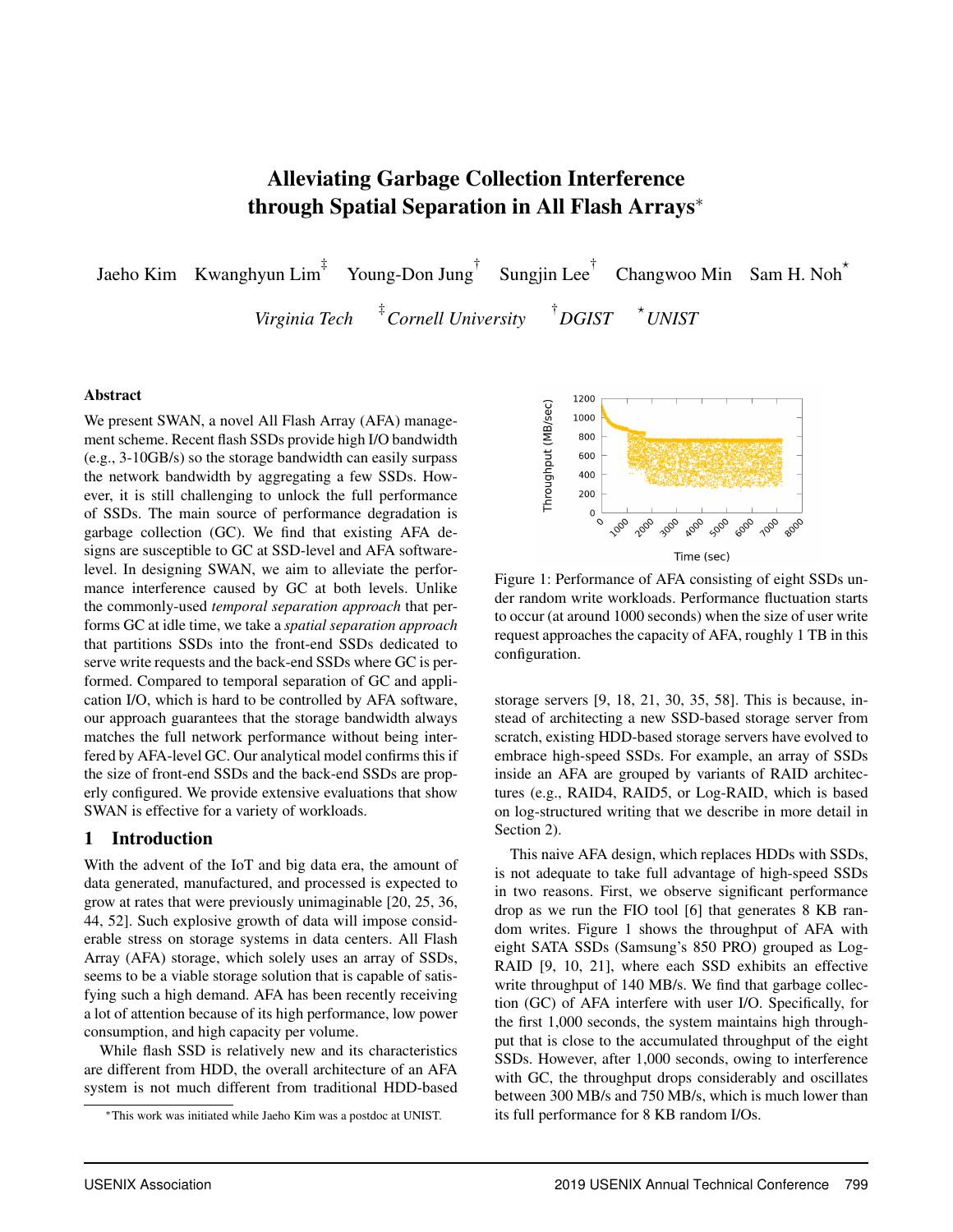# Alleviating Garbage Collection Interference through Spatial Separation in All Flash Arrays*

Jaeho Kim Kwanghyun Lim[‡] Young-Don Jung[†] Sungjin Lee[†] Changwoo Min Sam H. Noh[⋆]

*Virginia Tech* [‡]*Cornell University* [†]*DGIST* [⋆]*UNIST*

## Abstract

We present SWAN, a novel All Flash Array (AFA) management scheme. Recent flash SSDs provide high I/O bandwidth (e.g., 3-10GB/s) so the storage bandwidth can easily surpass the network bandwidth by aggregating a few SSDs. However, it is still challenging to unlock the full performance of SSDs. The main source of performance degradation is garbage collection (GC). We find that existing AFA designs are susceptible to GC at SSD-level and AFA software-level. In designing SWAN, we aim to alleviate the performance interference caused by GC at both levels. Unlike the commonly-used *temporal separation approach* that performs GC at idle time, we take a *spatial separation approach* that partitions SSDs into the front-end SSDs dedicated to serve write requests and the back-end SSDs where GC is performed. Compared to temporal separation of GC and application I/O, which is hard to be controlled by AFA software, our approach guarantees that the storage bandwidth always matches the full network performance without being interfered by AFA-level GC. Our analytical model confirms this if the size of front-end SSDs and the back-end SSDs are properly configured. We provide extensive evaluations that show SWAN is effective for a variety of workloads.

## 1 Introduction

With the advent of the IoT and big data era, the amount of data generated, manufactured, and processed is expected to grow at rates that were previously unimaginable [20, 25, 36, 44, 52]. Such explosive growth of data will impose considerable stress on storage systems in data centers. All Flash Array (AFA) storage, which solely uses an array of SSDs, seems to be a viable storage solution that is capable of satisfying such a high demand. AFA has been recently receiving a lot of attention because of its high performance, low power consumption, and high capacity per volume.

While flash SSD is relatively new and its characteristics are different from HDD, the overall architecture of an AFA system is not much different from traditional HDD-based storage servers [9, 18, 21, 30, 35, 58]. This is because, instead of architecting a new SSD-based storage server from scratch, existing HDD-based storage servers have evolved to embrace high-speed SSDs. For example, an array of SSDs inside an AFA are grouped by variants of RAID architectures (e.g., RAID4, RAID5, or Log-RAID, which is based on log-structured writing that we describe in more detail in Section 2).

Figure 1: Performance of AFA consisting of eight SSDs under random write workloads. Performance fluctuation starts to occur (at around 1000 seconds) when the size of user write request approaches the capacity of AFA, roughly 1 TB in this configuration.

This naive AFA design, which replaces HDDs with SSDs, is not adequate to take full advantage of high-speed SSDs in two reasons. First, we observe significant performance drop as we run the FIO tool [6] that generates 8 KB random writes. Figure 1 shows the throughput of AFA with eight SATA SSDs (Samsung's 850 PRO) grouped as Log-RAID [9, 10, 21], where each SSD exhibits an effective write throughput of 140 MB/s. We find that garbage collection (GC) of AFA interfere with user I/O. Specifically, for the first 1,000 seconds, the system maintains high throughput that is close to the accumulated throughput of the eight SSDs. However, after 1,000 seconds, owing to interference with GC, the throughput drops considerably and oscillates between 300 MB/s and 750 MB/s, which is much lower than its full performance for 8 KB random I/Os.

*This work was initiated while Jaeho Kim was a postdoc at UNIST.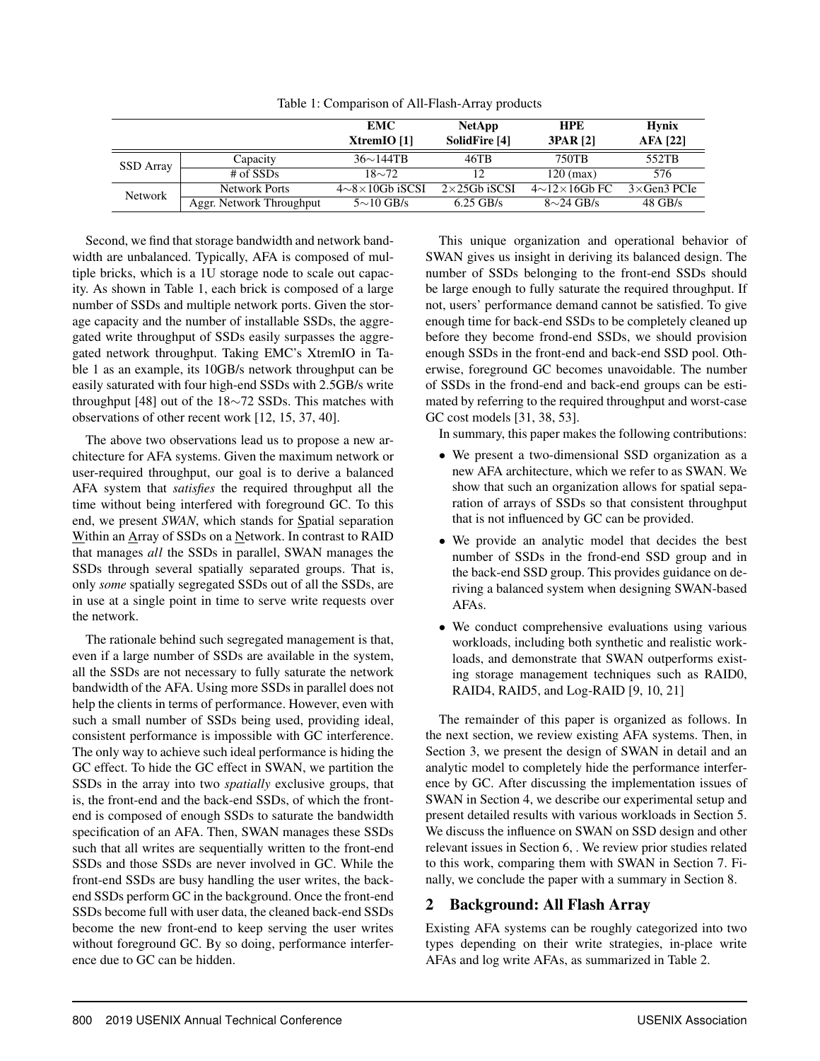Table 1: Comparison of All-Flash-Array products

| | | EMC XtremIO [1] | NetApp SolidFire [4] | HPE 3PAR [2] | Hynix AFA [22] |
|---|---|---|---|---|---|
| SSD Array | Capacity | 36∼144TB | 46TB | 750TB | 552TB |
| | # of SSDs | 18∼72 | 12 | 120 (max) | 576 |
| Network | Network Ports | 4∼8×10Gb iSCSI | 2×25Gb iSCSI | 4∼12×16Gb FC | 3×Gen3 PCIe |
| | Aggr. Network Throughput | 5∼10 GB/s | 6.25 GB/s | 8∼24 GB/s | 48 GB/s |

Second, we find that storage bandwidth and network bandwidth are unbalanced. Typically, AFA is composed of multiple bricks, which is a 1U storage node to scale out capacity. As shown in Table 1, each brick is composed of a large number of SSDs and multiple network ports. Given the storage capacity and the number of installable SSDs, the aggregated write throughput of SSDs easily surpasses the aggregated network throughput. Taking EMC's XtremIO in Table 1 as an example, its 10GB/s network throughput can be easily saturated with four high-end SSDs with 2.5GB/s write throughput [48] out of the 18∼72 SSDs. This matches with observations of other recent work [12, 15, 37, 40].

The above two observations lead us to propose a new architecture for AFA systems. Given the maximum network or user-required throughput, our goal is to derive a balanced AFA system that *satisfies* the required throughput all the time without being interfered with foreground GC. To this end, we present *SWAN*, which stands for Spatial separation Within an Array of SSDs on a Network. In contrast to RAID that manages *all* the SSDs in parallel, SWAN manages the SSDs through several spatially separated groups. That is, only *some* spatially segregated SSDs out of all the SSDs, are in use at a single point in time to serve write requests over the network.

The rationale behind such segregated management is that, even if a large number of SSDs are available in the system, all the SSDs are not necessary to fully saturate the network bandwidth of the AFA. Using more SSDs in parallel does not help the clients in terms of performance. However, even with such a small number of SSDs being used, providing ideal, consistent performance is impossible with GC interference. The only way to achieve such ideal performance is hiding the GC effect. To hide the GC effect in SWAN, we partition the SSDs in the array into two *spatially* exclusive groups, that is, the front-end and the back-end SSDs, of which the front-end is composed of enough SSDs to saturate the bandwidth specification of an AFA. Then, SWAN manages these SSDs such that all writes are sequentially written to the front-end SSDs and those SSDs are never involved in GC. While the front-end SSDs are busy handling the user writes, the back-end SSDs perform GC in the background. Once the front-end SSDs become full with user data, the cleaned back-end SSDs become the new front-end to keep serving the user writes without foreground GC. By so doing, performance interference due to GC can be hidden.

This unique organization and operational behavior of SWAN gives us insight in deriving its balanced design. The number of SSDs belonging to the front-end SSDs should be large enough to fully saturate the required throughput. If not, users' performance demand cannot be satisfied. To give enough time for back-end SSDs to be completely cleaned up before they become frond-end SSDs, we should provision enough SSDs in the front-end and back-end SSD pool. Otherwise, foreground GC becomes unavoidable. The number of SSDs in the frond-end and back-end groups can be estimated by referring to the required throughput and worst-case GC cost models [31, 38, 53].

In summary, this paper makes the following contributions:

- We present a two-dimensional SSD organization as a new AFA architecture, which we refer to as SWAN. We show that such an organization allows for spatial separation of arrays of SSDs so that consistent throughput that is not influenced by GC can be provided.
- We provide an analytic model that decides the best number of SSDs in the frond-end SSD group and in the back-end SSD group. This provides guidance on deriving a balanced system when designing SWAN-based AFAs.
- We conduct comprehensive evaluations using various workloads, including both synthetic and realistic workloads, and demonstrate that SWAN outperforms existing storage management techniques such as RAID0, RAID4, RAID5, and Log-RAID [9, 10, 21]

The remainder of this paper is organized as follows. In the next section, we review existing AFA systems. Then, in Section 3, we present the design of SWAN in detail and an analytic model to completely hide the performance interference by GC. After discussing the implementation issues of SWAN in Section 4, we describe our experimental setup and present detailed results with various workloads in Section 5. We discuss the influence on SWAN on SSD design and other relevant issues in Section 6, . We review prior studies related to this work, comparing them with SWAN in Section 7. Finally, we conclude the paper with a summary in Section 8.

## 2 Background: All Flash Array

Existing AFA systems can be roughly categorized into two types depending on their write strategies, in-place write AFAs and log write AFAs, as summarized in Table 2.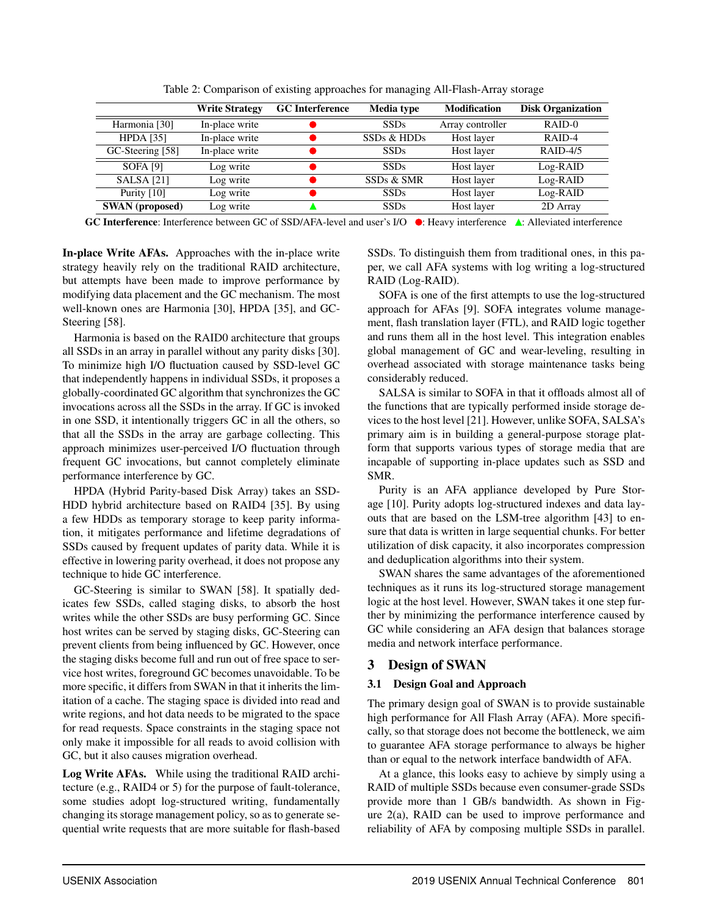Table 2: Comparison of existing approaches for managing All-Flash-Array storage

| | Write Strategy | GC Interference | Media type | Modification | Disk Organization |
|---|---|---|---|---|---|
| Harmonia [30] | In-place write | ● | SSDs | Array controller | RAID-0 |
| HPDA [35] | In-place write | ● | SSDs & HDDs | Host layer | RAID-4 |
| GC-Steering [58] | In-place write | ● | SSDs | Host layer | RAID-4/5 |
| SOFA [9] | Log write | ● | SSDs | Host layer | Log-RAID |
| SALSA [21] | Log write | ● | SSDs & SMR | Host layer | Log-RAID |
| Purity [10] | Log write | ● | SSDs | Host layer | Log-RAID |
| **SWAN (proposed)** | Log write | ▲ | SSDs | Host layer | 2D Array |

**GC Interference**: Interference between GC of SSD/AFA-level and user's I/O ●: Heavy interference ▲: Alleviated interference

**In-place Write AFAs.** Approaches with the in-place write strategy heavily rely on the traditional RAID architecture, but attempts have been made to improve performance by modifying data placement and the GC mechanism. The most well-known ones are Harmonia [30], HPDA [35], and GC-Steering [58].

Harmonia is based on the RAID0 architecture that groups all SSDs in an array in parallel without any parity disks [30]. To minimize high I/O fluctuation caused by SSD-level GC that independently happens in individual SSDs, it proposes a globally-coordinated GC algorithm that synchronizes the GC invocations across all the SSDs in the array. If GC is invoked in one SSD, it intentionally triggers GC in all the others, so that all the SSDs in the array are garbage collecting. This approach minimizes user-perceived I/O fluctuation through frequent GC invocations, but cannot completely eliminate performance interference by GC.

HPDA (Hybrid Parity-based Disk Array) takes an SSD-HDD hybrid architecture based on RAID4 [35]. By using a few HDDs as temporary storage to keep parity information, it mitigates performance and lifetime degradations of SSDs caused by frequent updates of parity data. While it is effective in lowering parity overhead, it does not propose any technique to hide GC interference.

GC-Steering is similar to SWAN [58]. It spatially dedicates few SSDs, called staging disks, to absorb the host writes while the other SSDs are busy performing GC. Since host writes can be served by staging disks, GC-Steering can prevent clients from being influenced by GC. However, once the staging disks become full and run out of free space to service host writes, foreground GC becomes unavoidable. To be more specific, it differs from SWAN in that it inherits the limitation of a cache. The staging space is divided into read and write regions, and hot data needs to be migrated to the space for read requests. Space constraints in the staging space not only make it impossible for all reads to avoid collision with GC, but it also causes migration overhead.

**Log Write AFAs.** While using the traditional RAID architecture (e.g., RAID4 or 5) for the purpose of fault-tolerance, some studies adopt log-structured writing, fundamentally changing its storage management policy, so as to generate sequential write requests that are more suitable for flash-based SSDs. To distinguish them from traditional ones, in this paper, we call AFA systems with log writing a log-structured RAID (Log-RAID).

SOFA is one of the first attempts to use the log-structured approach for AFAs [9]. SOFA integrates volume management, flash translation layer (FTL), and RAID logic together and runs them all in the host level. This integration enables global management of GC and wear-leveling, resulting in overhead associated with storage maintenance tasks being considerably reduced.

SALSA is similar to SOFA in that it offloads almost all of the functions that are typically performed inside storage devices to the host level [21]. However, unlike SOFA, SALSA's primary aim is in building a general-purpose storage platform that supports various types of storage media that are incapable of supporting in-place updates such as SSD and SMR.

Purity is an AFA appliance developed by Pure Storage [10]. Purity adopts log-structured indexes and data layouts that are based on the LSM-tree algorithm [43] to ensure that data is written in large sequential chunks. For better utilization of disk capacity, it also incorporates compression and deduplication algorithms into their system.

SWAN shares the same advantages of the aforementioned techniques as it runs its log-structured storage management logic at the host level. However, SWAN takes it one step further by minimizing the performance interference caused by GC while considering an AFA design that balances storage media and network interface performance.

# 3 Design of SWAN

## 3.1 Design Goal and Approach

The primary design goal of SWAN is to provide sustainable high performance for All Flash Array (AFA). More specifically, so that storage does not become the bottleneck, we aim to guarantee AFA storage performance to always be higher than or equal to the network interface bandwidth of AFA.

At a glance, this looks easy to achieve by simply using a RAID of multiple SSDs because even consumer-grade SSDs provide more than 1 GB/s bandwidth. As shown in Figure 2(a), RAID can be used to improve performance and reliability of AFA by composing multiple SSDs in parallel.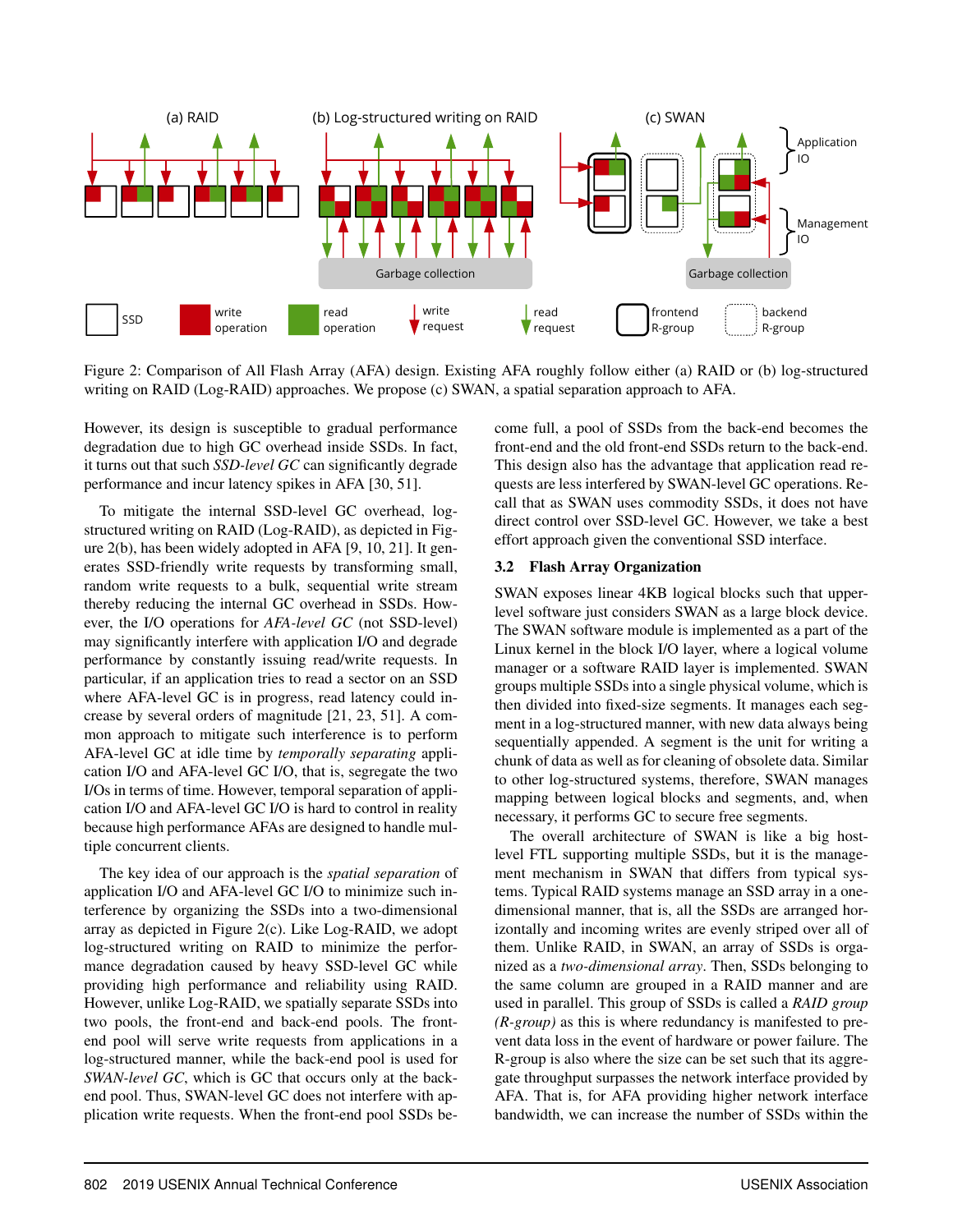Figure 2: Comparison of All Flash Array (AFA) design. Existing AFA roughly follow either (a) RAID or (b) log-structured writing on RAID (Log-RAID) approaches. We propose (c) SWAN, a spatial separation approach to AFA.

However, its design is susceptible to gradual performance degradation due to high GC overhead inside SSDs. In fact, it turns out that such *SSD-level GC* can significantly degrade performance and incur latency spikes in AFA [30, 51].

To mitigate the internal SSD-level GC overhead, log-structured writing on RAID (Log-RAID), as depicted in Figure 2(b), has been widely adopted in AFA [9, 10, 21]. It generates SSD-friendly write requests by transforming small, random write requests to a bulk, sequential write stream thereby reducing the internal GC overhead in SSDs. However, the I/O operations for *AFA-level GC* (not SSD-level) may significantly interfere with application I/O and degrade performance by constantly issuing read/write requests. In particular, if an application tries to read a sector on an SSD where AFA-level GC is in progress, read latency could increase by several orders of magnitude [21, 23, 51]. A common approach to mitigate such interference is to perform AFA-level GC at idle time by *temporally separating* application I/O and AFA-level GC I/O, that is, segregate the two I/Os in terms of time. However, temporal separation of application I/O and AFA-level GC I/O is hard to control in reality because high performance AFAs are designed to handle multiple concurrent clients.

The key idea of our approach is the *spatial separation* of application I/O and AFA-level GC I/O to minimize such interference by organizing the SSDs into a two-dimensional array as depicted in Figure 2(c). Like Log-RAID, we adopt log-structured writing on RAID to minimize the performance degradation caused by heavy SSD-level GC while providing high performance and reliability using RAID. However, unlike Log-RAID, we spatially separate SSDs into two pools, the front-end and back-end pools. The front-end pool will serve write requests from applications in a log-structured manner, while the back-end pool is used for *SWAN-level GC*, which is GC that occurs only at the back-end pool. Thus, SWAN-level GC does not interfere with application write requests. When the front-end pool SSDs become full, a pool of SSDs from the back-end becomes the front-end and the old front-end SSDs return to the back-end. This design also has the advantage that application read requests are less interfered by SWAN-level GC operations. Recall that as SWAN uses commodity SSDs, it does not have direct control over SSD-level GC. However, we take a best effort approach given the conventional SSD interface.

### 3.2 Flash Array Organization

SWAN exposes linear 4KB logical blocks such that upper-level software just considers SWAN as a large block device. The SWAN software module is implemented as a part of the Linux kernel in the block I/O layer, where a logical volume manager or a software RAID layer is implemented. SWAN groups multiple SSDs into a single physical volume, which is then divided into fixed-size segments. It manages each segment in a log-structured manner, with new data always being sequentially appended. A segment is the unit for writing a chunk of data as well as for cleaning of obsolete data. Similar to other log-structured systems, therefore, SWAN manages mapping between logical blocks and segments, and, when necessary, it performs GC to secure free segments.

The overall architecture of SWAN is like a big host-level FTL supporting multiple SSDs, but it is the management mechanism in SWAN that differs from typical systems. Typical RAID systems manage an SSD array in a one-dimensional manner, that is, all the SSDs are arranged horizontally and incoming writes are evenly striped over all of them. Unlike RAID, in SWAN, an array of SSDs is organized as a *two-dimensional array*. Then, SSDs belonging to the same column are grouped in a RAID manner and are used in parallel. This group of SSDs is called a *RAID group (R-group)* as this is where redundancy is manifested to prevent data loss in the event of hardware or power failure. The R-group is also where the size can be set such that its aggregate throughput surpasses the network interface provided by AFA. That is, for AFA providing higher network interface bandwidth, we can increase the number of SSDs within the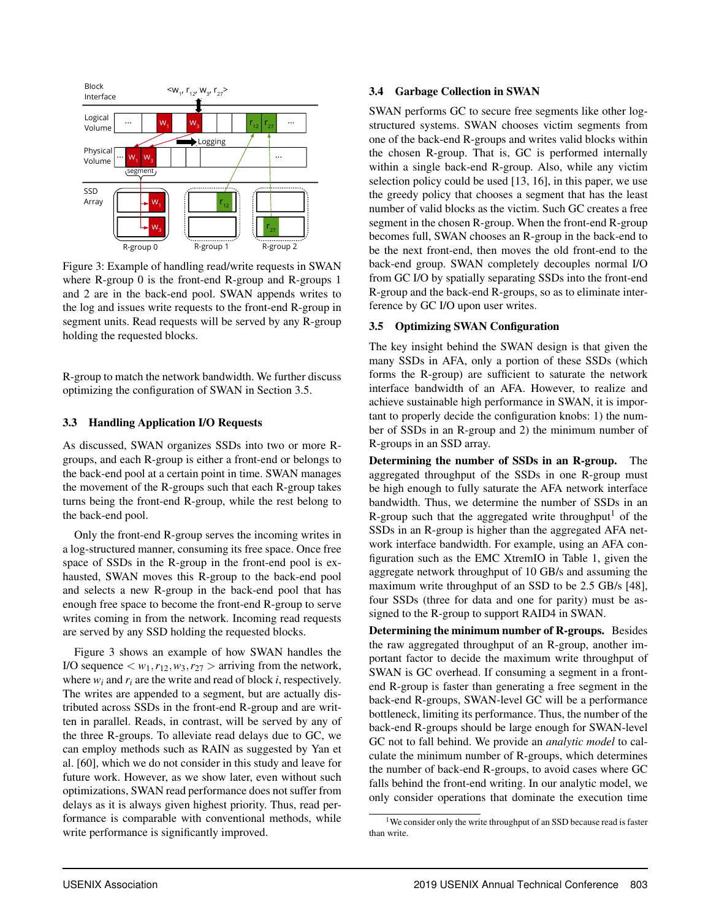Figure 3: Example of handling read/write requests in SWAN where R-group 0 is the front-end R-group and R-groups 1 and 2 are in the back-end pool. SWAN appends writes to the log and issues write requests to the front-end R-group in segment units. Read requests will be served by any R-group holding the requested blocks.

R-group to match the network bandwidth. We further discuss optimizing the configuration of SWAN in Section 3.5.

### 3.3 Handling Application I/O Requests

As discussed, SWAN organizes SSDs into two or more R-groups, and each R-group is either a front-end or belongs to the back-end pool at a certain point in time. SWAN manages the movement of the R-groups such that each R-group takes turns being the front-end R-group, while the rest belong to the back-end pool.

Only the front-end R-group serves the incoming writes in a log-structured manner, consuming its free space. Once free space of SSDs in the R-group in the front-end pool is exhausted, SWAN moves this R-group to the back-end pool and selects a new R-group in the back-end pool that has enough free space to become the front-end R-group to serve writes coming in from the network. Incoming read requests are served by any SSD holding the requested blocks.

Figure 3 shows an example of how SWAN handles the I/O sequence $< w_1, r_{12}, w_3, r_{27} >$ arriving from the network, where $w_i$ and $r_i$ are the write and read of block $i$, respectively. The writes are appended to a segment, but are actually distributed across SSDs in the front-end R-group and are written in parallel. Reads, in contrast, will be served by any of the three R-groups. To alleviate read delays due to GC, we can employ methods such as RAIN as suggested by Yan et al. [60], which we do not consider in this study and leave for future work. However, as we show later, even without such optimizations, SWAN read performance does not suffer from delays as it is always given highest priority. Thus, read performance is comparable with conventional methods, while write performance is significantly improved.

### 3.4 Garbage Collection in SWAN

SWAN performs GC to secure free segments like other log-structured systems. SWAN chooses victim segments from one of the back-end R-groups and writes valid blocks within the chosen R-group. That is, GC is performed internally within a single back-end R-group. Also, while any victim selection policy could be used [13, 16], in this paper, we use the greedy policy that chooses a segment that has the least number of valid blocks as the victim. Such GC creates a free segment in the chosen R-group. When the front-end R-group becomes full, SWAN chooses an R-group in the back-end to be the next front-end, then moves the old front-end to the back-end group. SWAN completely decouples normal I/O from GC I/O by spatially separating SSDs into the front-end R-group and the back-end R-groups, so as to eliminate interference by GC I/O upon user writes.

### 3.5 Optimizing SWAN Configuration

The key insight behind the SWAN design is that given the many SSDs in AFA, only a portion of these SSDs (which forms the R-group) are sufficient to saturate the network interface bandwidth of an AFA. However, to realize and achieve sustainable high performance in SWAN, it is important to properly decide the configuration knobs: 1) the number of SSDs in an R-group and 2) the minimum number of R-groups in an SSD array.

**Determining the number of SSDs in an R-group.** The aggregated throughput of the SSDs in one R-group must be high enough to fully saturate the AFA network interface bandwidth. Thus, we determine the number of SSDs in an R-group such that the aggregated write throughput[1] of the SSDs in an R-group is higher than the aggregated AFA network interface bandwidth. For example, using an AFA configuration such as the EMC XtremIO in Table 1, given the aggregate network throughput of 10 GB/s and assuming the maximum write throughput of an SSD to be 2.5 GB/s [48], four SSDs (three for data and one for parity) must be assigned to the R-group to support RAID4 in SWAN.

**Determining the minimum number of R-groups.** Besides the raw aggregated throughput of an R-group, another important factor to decide the maximum write throughput of SWAN is GC overhead. If consuming a segment in a front-end R-group is faster than generating a free segment in the back-end R-groups, SWAN-level GC will be a performance bottleneck, limiting its performance. Thus, the number of the back-end R-groups should be large enough for SWAN-level GC not to fall behind. We provide an *analytic model* to calculate the minimum number of R-groups, which determines the number of back-end R-groups, to avoid cases where GC falls behind the front-end writing. In our analytic model, we only consider operations that dominate the execution time

[1] We consider only the write throughput of an SSD because read is faster than write.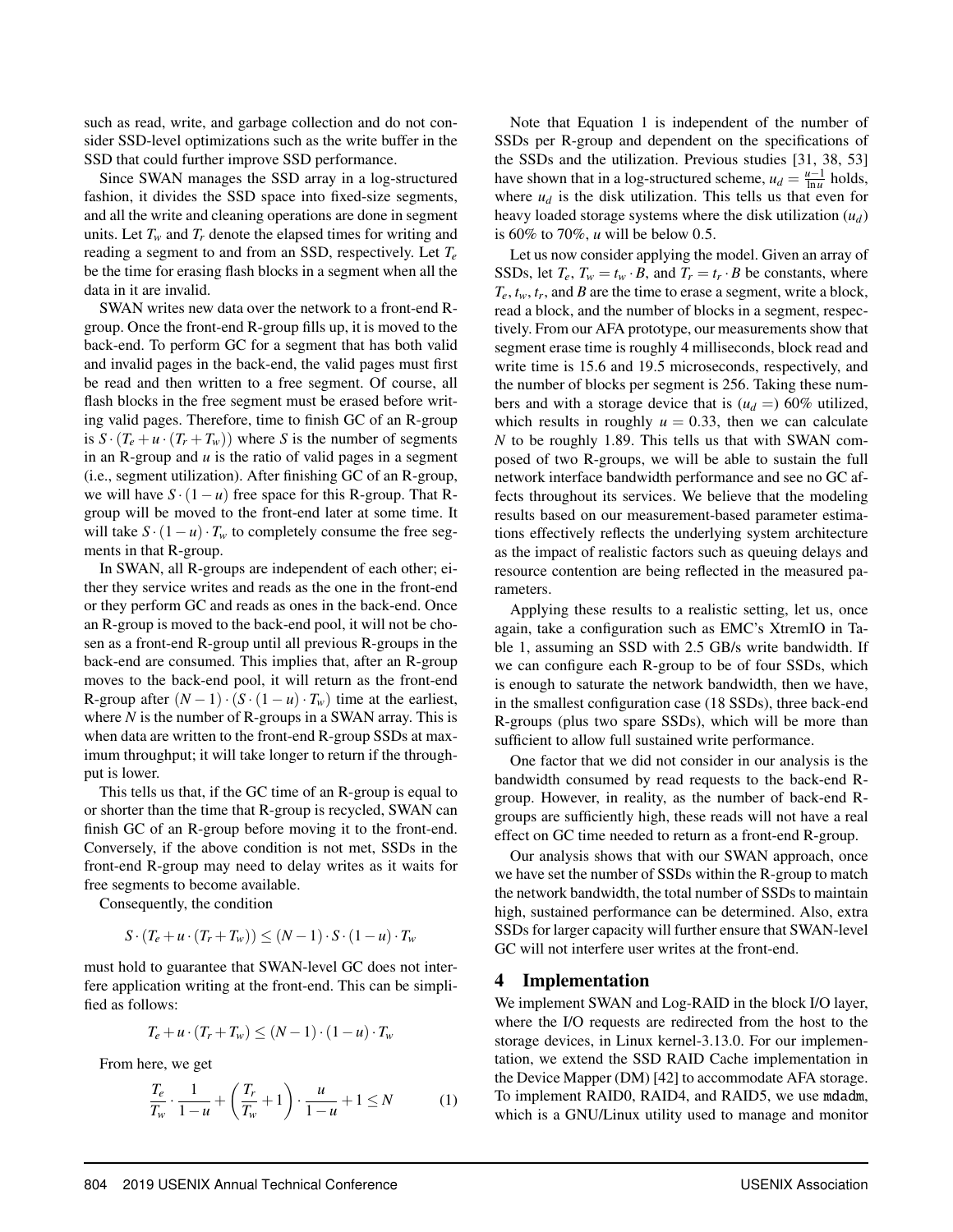such as read, write, and garbage collection and do not consider SSD-level optimizations such as the write buffer in the SSD that could further improve SSD performance.

Since SWAN manages the SSD array in a log-structured fashion, it divides the SSD space into fixed-size segments, and all the write and cleaning operations are done in segment units. Let $T_w$ and $T_r$ denote the elapsed times for writing and reading a segment to and from an SSD, respectively. Let $T_e$ be the time for erasing flash blocks in a segment when all the data in it are invalid.

SWAN writes new data over the network to a front-end R-group. Once the front-end R-group fills up, it is moved to the back-end. To perform GC for a segment that has both valid and invalid pages in the back-end, the valid pages must first be read and then written to a free segment. Of course, all flash blocks in the free segment must be erased before writing valid pages. Therefore, time to finish GC of an R-group is $S \cdot (T_e + u \cdot (T_r + T_w))$ where $S$ is the number of segments in an R-group and $u$ is the ratio of valid pages in a segment (i.e., segment utilization). After finishing GC of an R-group, we will have $S \cdot (1-u)$ free space for this R-group. That R-group will be moved to the front-end later at some time. It will take $S \cdot (1-u) \cdot T_w$ to completely consume the free segments in that R-group.

In SWAN, all R-groups are independent of each other; either they service writes and reads as the one in the front-end or they perform GC and reads as ones in the back-end. Once an R-group is moved to the back-end pool, it will not be chosen as a front-end R-group until all previous R-groups in the back-end are consumed. This implies that, after an R-group moves to the back-end pool, it will return as the front-end R-group after $(N-1) \cdot (S \cdot (1-u) \cdot T_w)$ time at the earliest, where $N$ is the number of R-groups in a SWAN array. This is when data are written to the front-end R-group SSDs at maximum throughput; it will take longer to return if the throughput is lower.

This tells us that, if the GC time of an R-group is equal to or shorter than the time that R-group is recycled, SWAN can finish GC of an R-group before moving it to the front-end. Conversely, if the above condition is not met, SSDs in the front-end R-group may need to delay writes as it waits for free segments to become available.

Consequently, the condition

$$S \cdot (T_e + u \cdot (T_r + T_w)) \leq (N-1) \cdot S \cdot (1-u) \cdot T_w$$

must hold to guarantee that SWAN-level GC does not interfere application writing at the front-end. This can be simplified as follows:

$$T_e + u \cdot (T_r + T_w) \leq (N-1) \cdot (1-u) \cdot T_w$$

From here, we get

$$\frac{T_e}{T_w} \cdot \frac{1}{1-u} + \left(\frac{T_r}{T_w} + 1\right) \cdot \frac{u}{1-u} + 1 \leq N \qquad (1)$$

Note that Equation 1 is independent of the number of SSDs per R-group and dependent on the specifications of the SSDs and the utilization. Previous studies [31, 38, 53] have shown that in a log-structured scheme, $u_d = \frac{u-1}{\ln u}$ holds, where $u_d$ is the disk utilization. This tells us that even for heavy loaded storage systems where the disk utilization ($u_d$) is 60% to 70%, $u$ will be below 0.5.

Let us now consider applying the model. Given an array of SSDs, let $T_e$, $T_w = t_w \cdot B$, and $T_r = t_r \cdot B$ be constants, where $T_e, t_w, t_r$, and $B$ are the time to erase a segment, write a block, read a block, and the number of blocks in a segment, respectively. From our AFA prototype, our measurements show that segment erase time is roughly 4 milliseconds, block read and write time is 15.6 and 19.5 microseconds, respectively, and the number of blocks per segment is 256. Taking these numbers and with a storage device that is ($u_d =$) 60% utilized, which results in roughly $u = 0.33$, then we can calculate $N$ to be roughly 1.89. This tells us that with SWAN composed of two R-groups, we will be able to sustain the full network interface bandwidth performance and see no GC affects throughout its services. We believe that the modeling results based on our measurement-based parameter estimations effectively reflects the underlying system architecture as the impact of realistic factors such as queuing delays and resource contention are being reflected in the measured parameters.

Applying these results to a realistic setting, let us, once again, take a configuration such as EMC's XtremIO in Table 1, assuming an SSD with 2.5 GB/s write bandwidth. If we can configure each R-group to be of four SSDs, which is enough to saturate the network bandwidth, then we have, in the smallest configuration case (18 SSDs), three back-end R-groups (plus two spare SSDs), which will be more than sufficient to allow full sustained write performance.

One factor that we did not consider in our analysis is the bandwidth consumed by read requests to the back-end R-group. However, in reality, as the number of back-end R-groups are sufficiently high, these reads will not have a real effect on GC time needed to return as a front-end R-group.

Our analysis shows that with our SWAN approach, once we have set the number of SSDs within the R-group to match the network bandwidth, the total number of SSDs to maintain high, sustained performance can be determined. Also, extra SSDs for larger capacity will further ensure that SWAN-level GC will not interfere user writes at the front-end.

# 4 Implementation

We implement SWAN and Log-RAID in the block I/O layer, where the I/O requests are redirected from the host to the storage devices, in Linux kernel-3.13.0. For our implementation, we extend the SSD RAID Cache implementation in the Device Mapper (DM) [42] to accommodate AFA storage. To implement RAID0, RAID4, and RAID5, we use `mdadm`, which is a GNU/Linux utility used to manage and monitor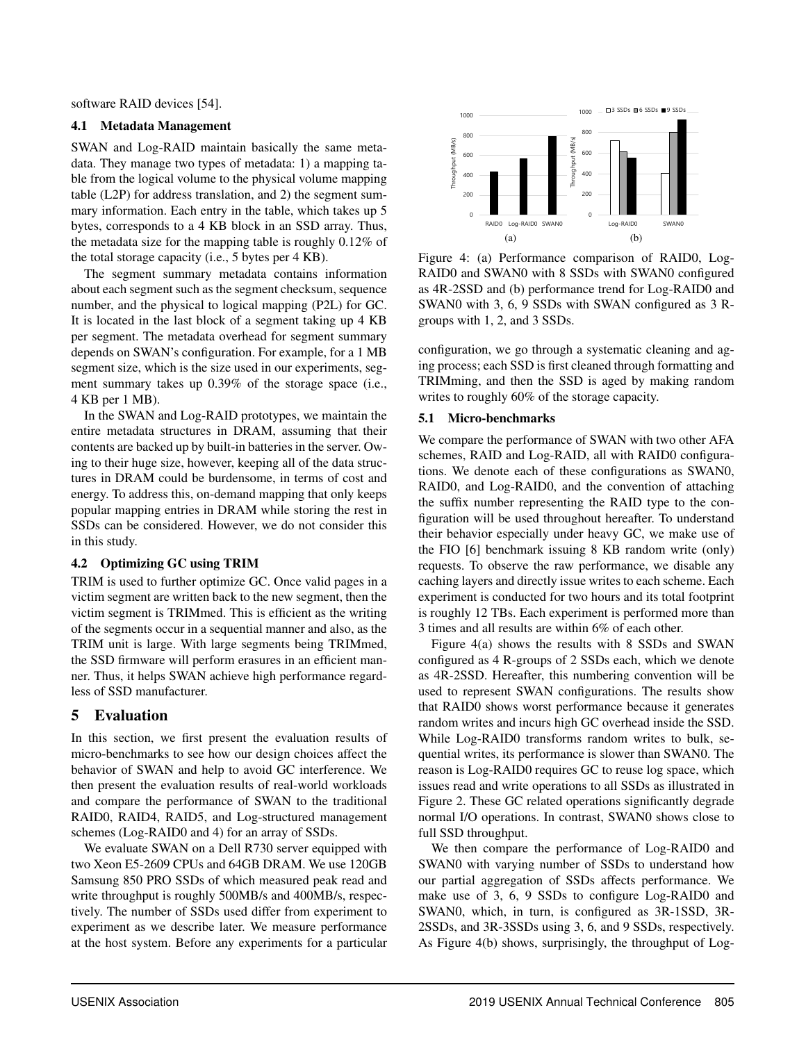software RAID devices [54].

### 4.1 Metadata Management

SWAN and Log-RAID maintain basically the same metadata. They manage two types of metadata: 1) a mapping table from the logical volume to the physical volume mapping table (L2P) for address translation, and 2) the segment summary information. Each entry in the table, which takes up 5 bytes, corresponds to a 4 KB block in an SSD array. Thus, the metadata size for the mapping table is roughly 0.12% of the total storage capacity (i.e., 5 bytes per 4 KB).

The segment summary metadata contains information about each segment such as the segment checksum, sequence number, and the physical to logical mapping (P2L) for GC. It is located in the last block of a segment taking up 4 KB per segment. The metadata overhead for segment summary depends on SWAN's configuration. For example, for a 1 MB segment size, which is the size used in our experiments, segment summary takes up 0.39% of the storage space (i.e., 4 KB per 1 MB).

In the SWAN and Log-RAID prototypes, we maintain the entire metadata structures in DRAM, assuming that their contents are backed up by built-in batteries in the server. Owing to their huge size, however, keeping all of the data structures in DRAM could be burdensome, in terms of cost and energy. To address this, on-demand mapping that only keeps popular mapping entries in DRAM while storing the rest in SSDs can be considered. However, we do not consider this in this study.

### 4.2 Optimizing GC using TRIM

TRIM is used to further optimize GC. Once valid pages in a victim segment are written back to the new segment, then the victim segment is TRIMmed. This is efficient as the writing of the segments occur in a sequential manner and also, as the TRIM unit is large. With large segments being TRIMmed, the SSD firmware will perform erasures in an efficient manner. Thus, it helps SWAN achieve high performance regardless of SSD manufacturer.

## 5 Evaluation

In this section, we first present the evaluation results of micro-benchmarks to see how our design choices affect the behavior of SWAN and help to avoid GC interference. We then present the evaluation results of real-world workloads and compare the performance of SWAN to the traditional RAID0, RAID4, RAID5, and Log-structured management schemes (Log-RAID0 and 4) for an array of SSDs.

We evaluate SWAN on a Dell R730 server equipped with two Xeon E5-2609 CPUs and 64GB DRAM. We use 120GB Samsung 850 PRO SSDs of which measured peak read and write throughput is roughly 500MB/s and 400MB/s, respectively. The number of SSDs used differ from experiment to experiment as we describe later. We measure performance at the host system. Before any experiments for a particular configuration, we go through a systematic cleaning and aging process; each SSD is first cleaned through formatting and TRIMming, and then the SSD is aged by making random writes to roughly 60% of the storage capacity.

Figure 4: (a) Performance comparison of RAID0, Log-RAID0 and SWAN0 with 8 SSDs with SWAN0 configured as 4R-2SSD and (b) performance trend for Log-RAID0 and SWAN0 with 3, 6, 9 SSDs with SWAN configured as 3 R-groups with 1, 2, and 3 SSDs.

### 5.1 Micro-benchmarks

We compare the performance of SWAN with two other AFA schemes, RAID and Log-RAID, all with RAID0 configurations. We denote each of these configurations as SWAN0, RAID0, and Log-RAID0, and the convention of attaching the suffix number representing the RAID type to the configuration will be used throughout hereafter. To understand their behavior especially under heavy GC, we make use of the FIO [6] benchmark issuing 8 KB random write (only) requests. To observe the raw performance, we disable any caching layers and directly issue writes to each scheme. Each experiment is conducted for two hours and its total footprint is roughly 12 TBs. Each experiment is performed more than 3 times and all results are within 6% of each other.

Figure 4(a) shows the results with 8 SSDs and SWAN configured as 4 R-groups of 2 SSDs each, which we denote as 4R-2SSD. Hereafter, this numbering convention will be used to represent SWAN configurations. The results show that RAID0 shows worst performance because it generates random writes and incurs high GC overhead inside the SSD. While Log-RAID0 transforms random writes to bulk, sequential writes, its performance is slower than SWAN0. The reason is Log-RAID0 requires GC to reuse log space, which issues read and write operations to all SSDs as illustrated in Figure 2. These GC related operations significantly degrade normal I/O operations. In contrast, SWAN0 shows close to full SSD throughput.

We then compare the performance of Log-RAID0 and SWAN0 with varying number of SSDs to understand how our partial aggregation of SSDs affects performance. We make use of 3, 6, 9 SSDs to configure Log-RAID0 and SWAN0, which, in turn, is configured as 3R-1SSD, 3R-2SSDs, and 3R-3SSDs using 3, 6, and 9 SSDs, respectively. As Figure 4(b) shows, surprisingly, the throughput of Log-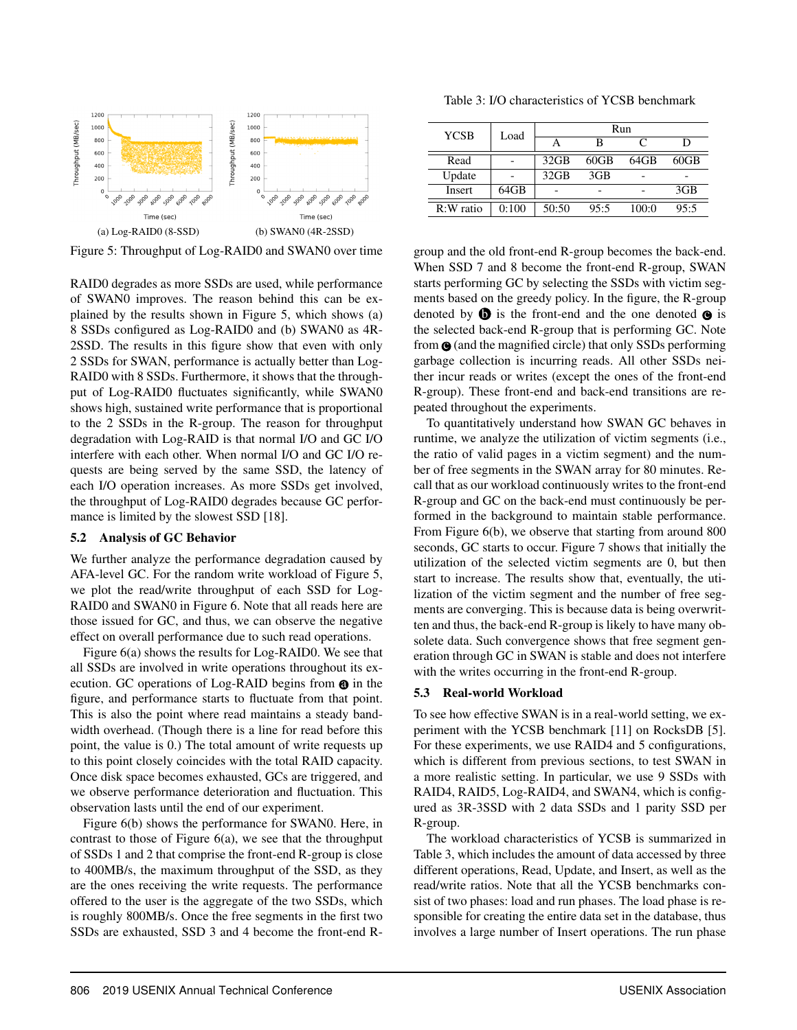(a) Log-RAID0 (8-SSD)

(b) SWAN0 (4R-2SSD)

Figure 5: Throughput of Log-RAID0 and SWAN0 over time

RAID0 degrades as more SSDs are used, while performance of SWAN0 improves. The reason behind this can be explained by the results shown in Figure 5, which shows (a) 8 SSDs configured as Log-RAID0 and (b) SWAN0 as 4R-2SSD. The results in this figure show that even with only 2 SSDs for SWAN, performance is actually better than Log-RAID0 with 8 SSDs. Furthermore, it shows that the throughput of Log-RAID0 fluctuates significantly, while SWAN0 shows high, sustained write performance that is proportional to the 2 SSDs in the R-group. The reason for throughput degradation with Log-RAID is that normal I/O and GC I/O interfere with each other. When normal I/O and GC I/O requests are being served by the same SSD, the latency of each I/O operation increases. As more SSDs get involved, the throughput of Log-RAID0 degrades because GC performance is limited by the slowest SSD [18].

### 5.2 Analysis of GC Behavior

We further analyze the performance degradation caused by AFA-level GC. For the random write workload of Figure 5, we plot the read/write throughput of each SSD for Log-RAID0 and SWAN0 in Figure 6. Note that all reads here are those issued for GC, and thus, we can observe the negative effect on overall performance due to such read operations.

Figure 6(a) shows the results for Log-RAID0. We see that all SSDs are involved in write operations throughout its execution. GC operations of Log-RAID begins from ⓐ in the figure, and performance starts to fluctuate from that point. This is also the point where read maintains a steady bandwidth overhead. (Though there is a line for read before this point, the value is 0.) The total amount of write requests up to this point closely coincides with the total RAID capacity. Once disk space becomes exhausted, GCs are triggered, and we observe performance deterioration and fluctuation. This observation lasts until the end of our experiment.

Figure 6(b) shows the performance for SWAN0. Here, in contrast to those of Figure 6(a), we see that the throughput of SSDs 1 and 2 that comprise the front-end R-group is close to 400MB/s, the maximum throughput of the SSD, as they are the ones receiving the write requests. The performance offered to the user is the aggregate of the two SSDs, which is roughly 800MB/s. Once the free segments in the first two SSDs are exhausted, SSD 3 and 4 become the front-end R-group and the old front-end R-group becomes the back-end. When SSD 7 and 8 become the front-end R-group, SWAN starts performing GC by selecting the SSDs with victim segments based on the greedy policy. In the figure, the R-group denoted by ⓑ is the front-end and the one denoted ⓒ is the selected back-end R-group that is performing GC. Note from ⓒ (and the magnified circle) that only SSDs performing garbage collection is incurring reads. All other SSDs neither incur reads or writes (except the ones of the front-end R-group). These front-end and back-end transitions are repeated throughout the experiments.

To quantitatively understand how SWAN GC behaves in runtime, we analyze the utilization of victim segments (i.e., the ratio of valid pages in a victim segment) and the number of free segments in the SWAN array for 80 minutes. Recall that our workload continuously writes to the front-end R-group and GC on the back-end must continuously be performed in the background to maintain stable performance. From Figure 6(b), we observe that starting from around 800 seconds, GC starts to occur. Figure 7 shows that initially the utilization of the selected victim segments are 0, but then start to increase. The results show that, eventually, the utilization of the victim segment and the number of free segments are converging. This is because data is being overwritten and thus, the back-end R-group is likely to have many obsolete data. Such convergence shows that free segment generation through GC in SWAN is stable and does not interfere with the writes occurring in the front-end R-group.

### 5.3 Real-world Workload

To see how effective SWAN is in a real-world setting, we experiment with the YCSB benchmark [11] on RocksDB [5]. For these experiments, we use RAID4 and 5 configurations, which is different from previous sections, to test SWAN in a more realistic setting. In particular, we use 9 SSDs with RAID4, RAID5, Log-RAID4, and SWAN4, which is configured as 3R-3SSD with 2 data SSDs and 1 parity SSD per R-group.

Table 3: I/O characteristics of YCSB benchmark

| YCSB | Load | Run | | | |
|---|---|---|---|---|---|
| | | A | B | C | D |
| Read | - | 32GB | 60GB | 64GB | 60GB |
| Update | - | 32GB | 3GB | - | - |
| Insert | 64GB | - | - | - | 3GB |
| R:W ratio | 0:100 | 50:50 | 95:5 | 100:0 | 95:5 |

The workload characteristics of YCSB is summarized in Table 3, which includes the amount of data accessed by three different operations, Read, Update, and Insert, as well as the read/write ratios. Note that all the YCSB benchmarks consist of two phases: load and run phases. The load phase is responsible for creating the entire data set in the database, thus involves a large number of Insert operations. The run phase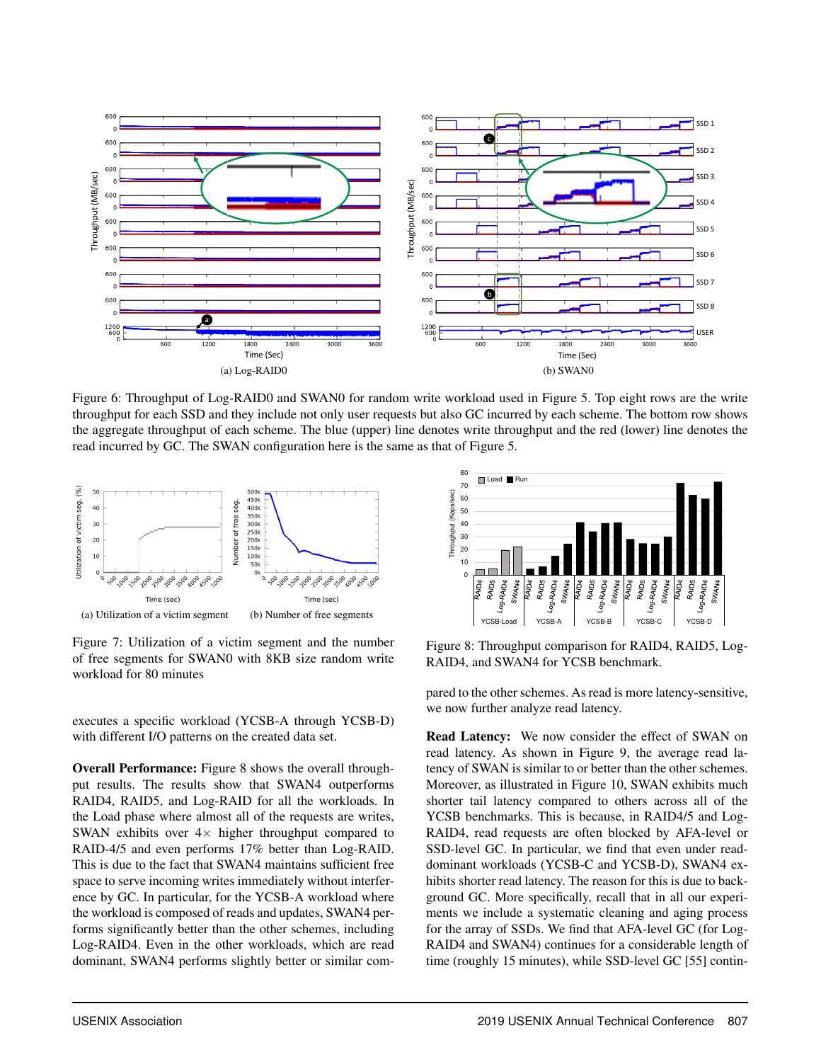(a) Log-RAID0

(b) SWAN0

Figure 6: Throughput of Log-RAID0 and SWAN0 for random write workload used in Figure 5. Top eight rows are the write throughput for each SSD and they include not only user requests but also GC incurred by each scheme. The bottom row shows the aggregate throughput of each scheme. The blue (upper) line denotes write throughput and the red (lower) line denotes the read incurred by GC. The SWAN configuration here is the same as that of Figure 5.

(a) Utilization of a victim segment

(b) Number of free segments

Figure 7: Utilization of a victim segment and the number of free segments for SWAN0 with 8KB size random write workload for 80 minutes

Figure 8: Throughput comparison for RAID4, RAID5, Log-RAID4, and SWAN4 for YCSB benchmark.

executes a specific workload (YCSB-A through YCSB-D) with different I/O patterns on the created data set.

**Overall Performance:** Figure 8 shows the overall throughput results. The results show that SWAN4 outperforms RAID4, RAID5, and Log-RAID for all the workloads. In the Load phase where almost all of the requests are writes, SWAN exhibits over 4× higher throughput compared to RAID-4/5 and even performs 17% better than Log-RAID. This is due to the fact that SWAN4 maintains sufficient free space to serve incoming writes immediately without interference by GC. In particular, for the YCSB-A workload where the workload is composed of reads and updates, SWAN4 performs significantly better than the other schemes, including Log-RAID4. Even in the other workloads, which are read dominant, SWAN4 performs slightly better or similar compared to the other schemes. As read is more latency-sensitive, we now further analyze read latency.

**Read Latency:** We now consider the effect of SWAN on read latency. As shown in Figure 9, the average read latency of SWAN is similar to or better than the other schemes. Moreover, as illustrated in Figure 10, SWAN exhibits much shorter tail latency compared to others across all of the YCSB benchmarks. This is because, in RAID4/5 and Log-RAID4, read requests are often blocked by AFA-level or SSD-level GC. In particular, we find that even under read-dominant workloads (YCSB-C and YCSB-D), SWAN4 exhibits shorter read latency. The reason for this is due to background GC. More specifically, recall that in all our experiments we include a systematic cleaning and aging process for the array of SSDs. We find that AFA-level GC (for Log-RAID4 and SWAN4) continues for a considerable length of time (roughly 15 minutes), while SSD-level GC [55] contin-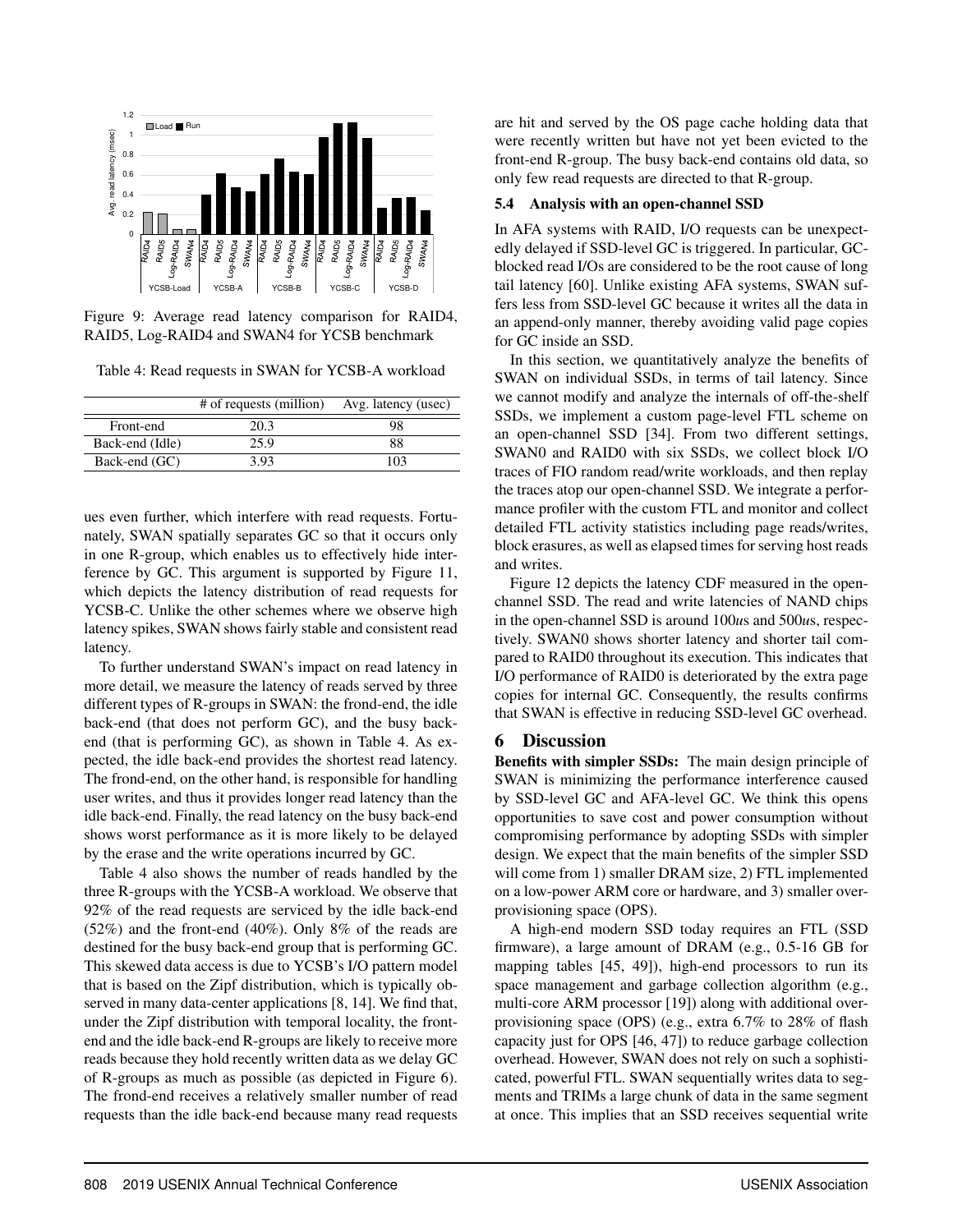Figure 9: Average read latency comparison for RAID4, RAID5, Log-RAID4 and SWAN4 for YCSB benchmark

Table 4: Read requests in SWAN for YCSB-A workload

| | # of requests (million) | Avg. latency (usec) |
|---|---|---|
| Front-end | 20.3 | 98 |
| Back-end (Idle) | 25.9 | 88 |
| Back-end (GC) | 3.93 | 103 |

ues even further, which interfere with read requests. Fortunately, SWAN spatially separates GC so that it occurs only in one R-group, which enables us to effectively hide interference by GC. This argument is supported by Figure 11, which depicts the latency distribution of read requests for YCSB-C. Unlike the other schemes where we observe high latency spikes, SWAN shows fairly stable and consistent read latency.

To further understand SWAN's impact on read latency in more detail, we measure the latency of reads served by three different types of R-groups in SWAN: the frond-end, the idle back-end (that does not perform GC), and the busy back-end (that is performing GC), as shown in Table 4. As expected, the idle back-end provides the shortest read latency. The frond-end, on the other hand, is responsible for handling user writes, and thus it provides longer read latency than the idle back-end. Finally, the read latency on the busy back-end shows worst performance as it is more likely to be delayed by the erase and the write operations incurred by GC.

Table 4 also shows the number of reads handled by the three R-groups with the YCSB-A workload. We observe that 92% of the read requests are serviced by the idle back-end (52%) and the front-end (40%). Only 8% of the reads are destined for the busy back-end group that is performing GC. This skewed data access is due to YCSB's I/O pattern model that is based on the Zipf distribution, which is typically observed in many data-center applications [8, 14]. We find that, under the Zipf distribution with temporal locality, the front-end and the idle back-end R-groups are likely to receive more reads because they hold recently written data as we delay GC of R-groups as much as possible (as depicted in Figure 6). The frond-end receives a relatively smaller number of read requests than the idle back-end because many read requests are hit and served by the OS page cache holding data that were recently written but have not yet been evicted to the front-end R-group. The busy back-end contains old data, so only few read requests are directed to that R-group.

### 5.4 Analysis with an open-channel SSD

In AFA systems with RAID, I/O requests can be unexpectedly delayed if SSD-level GC is triggered. In particular, GC-blocked read I/Os are considered to be the root cause of long tail latency [60]. Unlike existing AFA systems, SWAN suffers less from SSD-level GC because it writes all the data in an append-only manner, thereby avoiding valid page copies for GC inside an SSD.

In this section, we quantitatively analyze the benefits of SWAN on individual SSDs, in terms of tail latency. Since we cannot modify and analyze the internals of off-the-shelf SSDs, we implement a custom page-level FTL scheme on an open-channel SSD [34]. From two different settings, SWAN0 and RAID0 with six SSDs, we collect block I/O traces of FIO random read/write workloads, and then replay the traces atop our open-channel SSD. We integrate a performance profiler with the custom FTL and monitor and collect detailed FTL activity statistics including page reads/writes, block erasures, as well as elapsed times for serving host reads and writes.

Figure 12 depicts the latency CDF measured in the open-channel SSD. The read and write latencies of NAND chips in the open-channel SSD is around 100*u*s and 500*u*s, respectively. SWAN0 shows shorter latency and shorter tail compared to RAID0 throughout its execution. This indicates that I/O performance of RAID0 is deteriorated by the extra page copies for internal GC. Consequently, the results confirms that SWAN is effective in reducing SSD-level GC overhead.

## 6 Discussion

**Benefits with simpler SSDs:** The main design principle of SWAN is minimizing the performance interference caused by SSD-level GC and AFA-level GC. We think this opens opportunities to save cost and power consumption without compromising performance by adopting SSDs with simpler design. We expect that the main benefits of the simpler SSD will come from 1) smaller DRAM size, 2) FTL implemented on a low-power ARM core or hardware, and 3) smaller over-provisioning space (OPS).

A high-end modern SSD today requires an FTL (SSD firmware), a large amount of DRAM (e.g., 0.5-16 GB for mapping tables [45, 49]), high-end processors to run its space management and garbage collection algorithm (e.g., multi-core ARM processor [19]) along with additional over-provisioning space (OPS) (e.g., extra 6.7% to 28% of flash capacity just for OPS [46, 47]) to reduce garbage collection overhead. However, SWAN does not rely on such a sophisticated, powerful FTL. SWAN sequentially writes data to segments and TRIMs a large chunk of data in the same segment at once. This implies that an SSD receives sequential write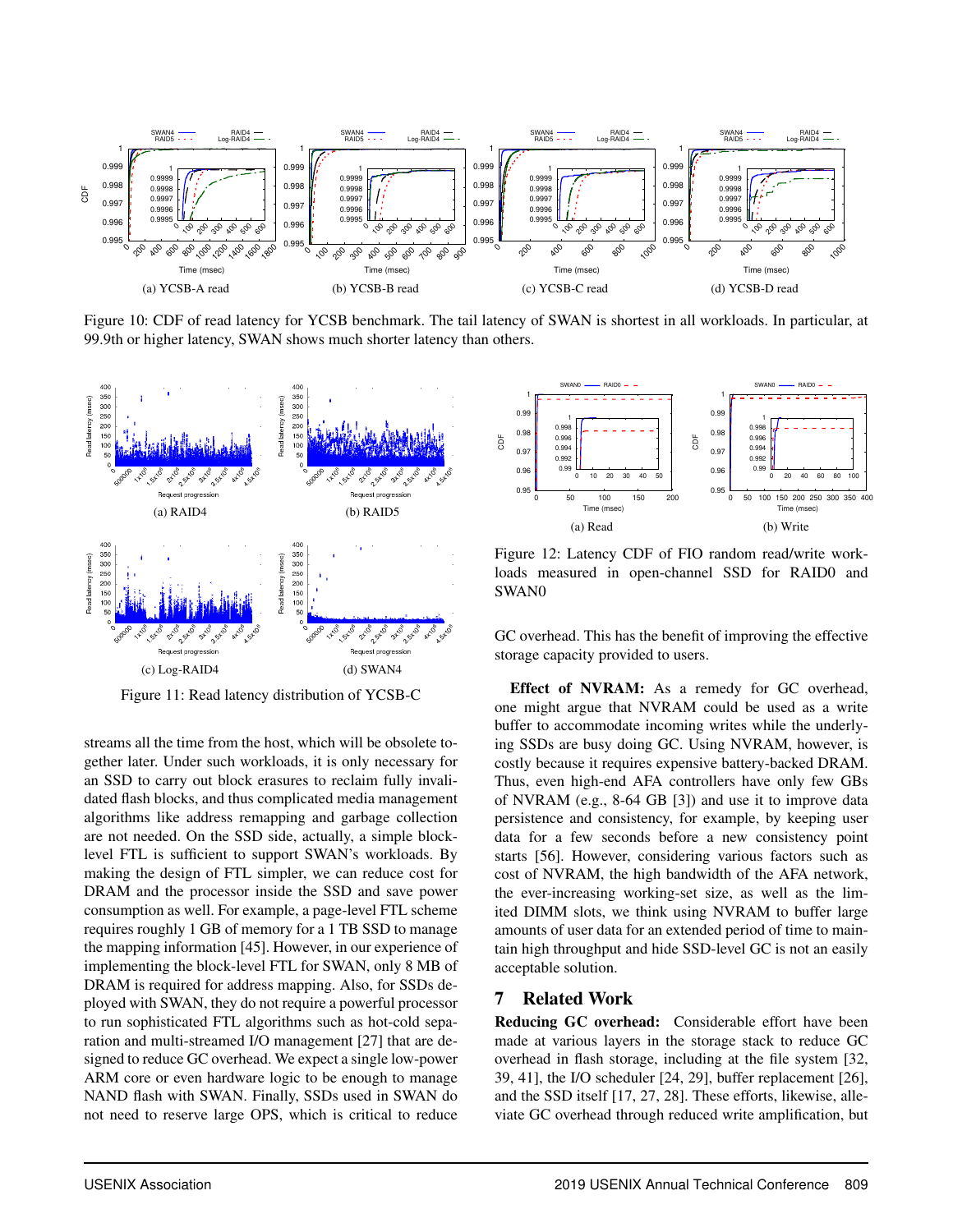(a) YCSB-A read (b) YCSB-B read (c) YCSB-C read (d) YCSB-D read

Figure 10: CDF of read latency for YCSB benchmark. The tail latency of SWAN is shortest in all workloads. In particular, at 99.9th or higher latency, SWAN shows much shorter latency than others.

(a) RAID4 (b) RAID5 (c) Log-RAID4 (d) SWAN4

Figure 11: Read latency distribution of YCSB-C

streams all the time from the host, which will be obsolete together later. Under such workloads, it is only necessary for an SSD to carry out block erasures to reclaim fully invalidated flash blocks, and thus complicated media management algorithms like address remapping and garbage collection are not needed. On the SSD side, actually, a simple block-level FTL is sufficient to support SWAN's workloads. By making the design of FTL simpler, we can reduce cost for DRAM and the processor inside the SSD and save power consumption as well. For example, a page-level FTL scheme requires roughly 1 GB of memory for a 1 TB SSD to manage the mapping information [45]. However, in our experience of implementing the block-level FTL for SWAN, only 8 MB of DRAM is required for address mapping. Also, for SSDs deployed with SWAN, they do not require a powerful processor to run sophisticated FTL algorithms such as hot-cold separation and multi-streamed I/O management [27] that are designed to reduce GC overhead. We expect a single low-power ARM core or even hardware logic to be enough to manage NAND flash with SWAN. Finally, SSDs used in SWAN do not need to reserve large OPS, which is critical to reduce GC overhead. This has the benefit of improving the effective storage capacity provided to users.

(a) Read (b) Write

Figure 12: Latency CDF of FIO random read/write workloads measured in open-channel SSD for RAID0 and SWAN0

**Effect of NVRAM:** As a remedy for GC overhead, one might argue that NVRAM could be used as a write buffer to accommodate incoming writes while the underlying SSDs are busy doing GC. Using NVRAM, however, is costly because it requires expensive battery-backed DRAM. Thus, even high-end AFA controllers have only few GBs of NVRAM (e.g., 8-64 GB [3]) and use it to improve data persistence and consistency, for example, by keeping user data for a few seconds before a new consistency point starts [56]. However, considering various factors such as cost of NVRAM, the high bandwidth of the AFA network, the ever-increasing working-set size, as well as the limited DIMM slots, we think using NVRAM to buffer large amounts of user data for an extended period of time to maintain high throughput and hide SSD-level GC is not an easily acceptable solution.

## 7 Related Work

**Reducing GC overhead:** Considerable effort have been made at various layers in the storage stack to reduce GC overhead in flash storage, including at the file system [32, 39, 41], the I/O scheduler [24, 29], buffer replacement [26], and the SSD itself [17, 27, 28]. These efforts, likewise, alleviate GC overhead through reduced write amplification, but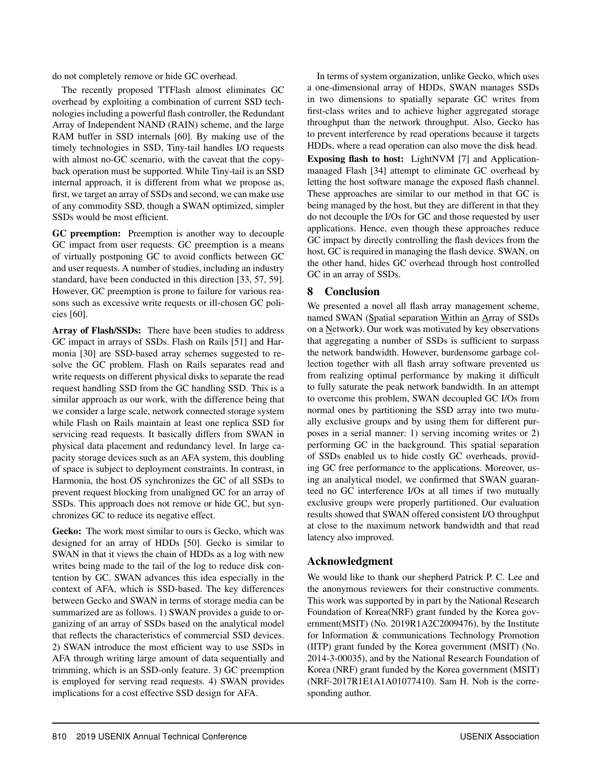do not completely remove or hide GC overhead.

The recently proposed TTFlash almost eliminates GC overhead by exploiting a combination of current SSD technologies including a powerful flash controller, the Redundant Array of Independent NAND (RAIN) scheme, and the large RAM buffer in SSD internals [60]. By making use of the timely technologies in SSD, Tiny-tail handles I/O requests with almost no-GC scenario, with the caveat that the copy-back operation must be supported. While Tiny-tail is an SSD internal approach, it is different from what we propose as, first, we target an array of SSDs and second, we can make use of any commodity SSD, though a SWAN optimized, simpler SSDs would be most efficient.

**GC preemption:** Preemption is another way to decouple GC impact from user requests. GC preemption is a means of virtually postponing GC to avoid conflicts between GC and user requests. A number of studies, including an industry standard, have been conducted in this direction [33, 57, 59]. However, GC preemption is prone to failure for various reasons such as excessive write requests or ill-chosen GC policies [60].

**Array of Flash/SSDs:** There have been studies to address GC impact in arrays of SSDs. Flash on Rails [51] and Harmonia [30] are SSD-based array schemes suggested to resolve the GC problem. Flash on Rails separates read and write requests on different physical disks to separate the read request handling SSD from the GC handling SSD. This is a similar approach as our work, with the difference being that we consider a large scale, network connected storage system while Flash on Rails maintain at least one replica SSD for servicing read requests. It basically differs from SWAN in physical data placement and redundancy level. In large capacity storage devices such as an AFA system, this doubling of space is subject to deployment constraints. In contrast, in Harmonia, the host OS synchronizes the GC of all SSDs to prevent request blocking from unaligned GC for an array of SSDs. This approach does not remove or hide GC, but synchronizes GC to reduce its negative effect.

**Gecko:** The work most similar to ours is Gecko, which was designed for an array of HDDs [50]. Gecko is similar to SWAN in that it views the chain of HDDs as a log with new writes being made to the tail of the log to reduce disk contention by GC. SWAN advances this idea especially in the context of AFA, which is SSD-based. The key differences between Gecko and SWAN in terms of storage media can be summarized are as follows. 1) SWAN provides a guide to organizing of an array of SSDs based on the analytical model that reflects the characteristics of commercial SSD devices. 2) SWAN introduce the most efficient way to use SSDs in AFA through writing large amount of data sequentially and trimming, which is an SSD-only feature. 3) GC preemption is employed for serving read requests. 4) SWAN provides implications for a cost effective SSD design for AFA.

In terms of system organization, unlike Gecko, which uses a one-dimensional array of HDDs, SWAN manages SSDs in two dimensions to spatially separate GC writes from first-class writes and to achieve higher aggregated storage throughput than the network throughput. Also, Gecko has to prevent interference by read operations because it targets HDDs, where a read operation can also move the disk head.

**Exposing flash to host:** LightNVM [7] and Application-managed Flash [34] attempt to eliminate GC overhead by letting the host software manage the exposed flash channel. These approaches are similar to our method in that GC is being managed by the host, but they are different in that they do not decouple the I/Os for GC and those requested by user applications. Hence, even though these approaches reduce GC impact by directly controlling the flash devices from the host, GC is required in managing the flash device. SWAN, on the other hand, hides GC overhead through host controlled GC in an array of SSDs.

## 8 Conclusion

We presented a novel all flash array management scheme, named SWAN (Spatial separation Within an Array of SSDs on a Network). Our work was motivated by key observations that aggregating a number of SSDs is sufficient to surpass the network bandwidth. However, burdensome garbage collection together with all flash array software prevented us from realizing optimal performance by making it difficult to fully saturate the peak network bandwidth. In an attempt to overcome this problem, SWAN decoupled GC I/Os from normal ones by partitioning the SSD array into two mutually exclusive groups and by using them for different purposes in a serial manner: 1) serving incoming writes or 2) performing GC in the background. This spatial separation of SSDs enabled us to hide costly GC overheads, providing GC free performance to the applications. Moreover, using an analytical model, we confirmed that SWAN guaranteed no GC interference I/Os at all times if two mutually exclusive groups were properly partitioned. Our evaluation results showed that SWAN offered consistent I/O throughput at close to the maximum network bandwidth and that read latency also improved.

## Acknowledgment

We would like to thank our shepherd Patrick P. C. Lee and the anonymous reviewers for their constructive comments. This work was supported by in part by the National Research Foundation of Korea(NRF) grant funded by the Korea government(MSIT) (No. 2019R1A2C2009476), by the Institute for Information & communications Technology Promotion (IITP) grant funded by the Korea government (MSIT) (No. 2014-3-00035), and by the National Research Foundation of Korea (NRF) grant funded by the Korea government (MSIT) (NRF-2017R1E1A1A01077410). Sam H. Noh is the corresponding author.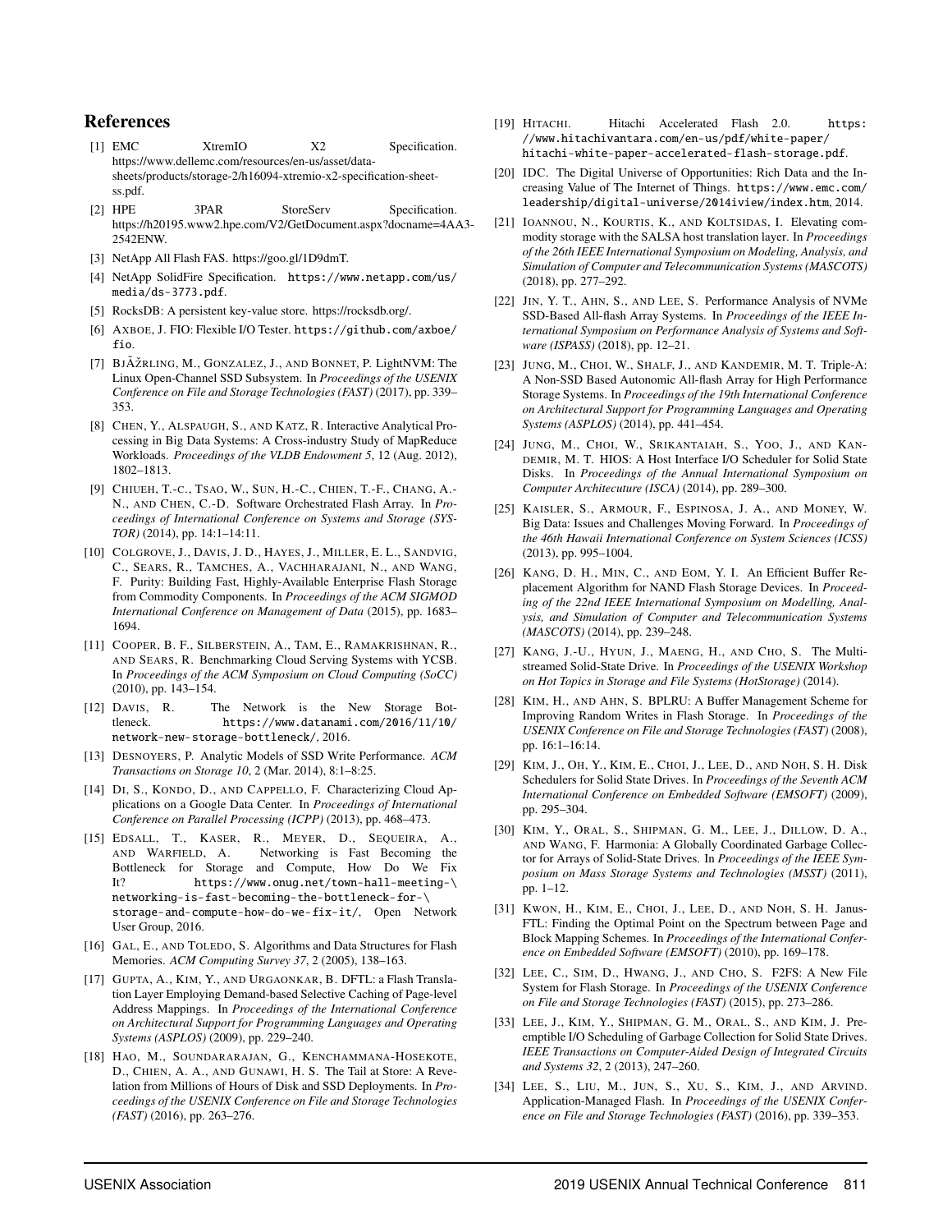## References

[1] EMC XtremIO X2 Specification. https://www.dellemc.com/resources/en-us/asset/data-sheets/products/storage-2/h16094-xtremio-x2-specification-sheet-ss.pdf.

[2] HPE 3PAR StoreServ Specification. https://h20195.www2.hpe.com/V2/GetDocument.aspx?docname=4AA3-2542ENW.

[3] NetApp All Flash FAS. https://goo.gl/1D9dmT.

[4] NetApp SolidFire Specification. https://www.netapp.com/us/media/ds-3773.pdf.

[5] RocksDB: A persistent key-value store. https://rocksdb.org/.

[6] Axboe, J. FIO: Flexible I/O Tester. https://github.com/axboe/fio.

[7] BjÃŽrling, M., Gonzalez, J., and Bonnet, P. LightNVM: The Linux Open-Channel SSD Subsystem. In *Proceedings of the USENIX Conference on File and Storage Technologies (FAST)* (2017), pp. 339–353.

[8] Chen, Y., Alspaugh, S., and Katz, R. Interactive Analytical Processing in Big Data Systems: A Cross-industry Study of MapReduce Workloads. *Proceedings of the VLDB Endowment 5*, 12 (Aug. 2012), 1802–1813.

[9] Chiueh, T.-c., Tsao, W., Sun, H.-C., Chien, T.-F., Chang, A.-N., and Chen, C.-D. Software Orchestrated Flash Array. In *Proceedings of International Conference on Systems and Storage (SYSTOR)* (2014), pp. 14:1–14:11.

[10] Colgrove, J., Davis, J. D., Hayes, J., Miller, E. L., Sandvig, C., Sears, R., Tamches, A., Vachharajani, N., and Wang, F. Purity: Building Fast, Highly-Available Enterprise Flash Storage from Commodity Components. In *Proceedings of the ACM SIGMOD International Conference on Management of Data* (2015), pp. 1683–1694.

[11] Cooper, B. F., Silberstein, A., Tam, E., Ramakrishnan, R., and Sears, R. Benchmarking Cloud Serving Systems with YCSB. In *Proceedings of the ACM Symposium on Cloud Computing (SoCC)* (2010), pp. 143–154.

[12] Davis, R. The Network is the New Storage Bottleneck. https://www.datanami.com/2016/11/10/network-new-storage-bottleneck/, 2016.

[13] Desnoyers, P. Analytic Models of SSD Write Performance. *ACM Transactions on Storage 10*, 2 (Mar. 2014), 8:1–8:25.

[14] Di, S., Kondo, D., and Cappello, F. Characterizing Cloud Applications on a Google Data Center. In *Proceedings of International Conference on Parallel Processing (ICPP)* (2013), pp. 468–473.

[15] Edsall, T., Kaser, R., Meyer, D., Sequeira, A., and Warfield, A. Networking is Fast Becoming the Bottleneck for Storage and Compute, How Do We Fix It? https://www.onug.net/town-hall-meeting-\networking-is-fast-becoming-the-bottleneck-for-\storage-and-compute-how-do-we-fix-it/, Open Network User Group, 2016.

[16] Gal, E., and Toledo, S. Algorithms and Data Structures for Flash Memories. *ACM Computing Survey 37*, 2 (2005), 138–163.

[17] Gupta, A., Kim, Y., and Urgaonkar, B. DFTL: a Flash Translation Layer Employing Demand-based Selective Caching of Page-level Address Mappings. In *Proceedings of the International Conference on Architectural Support for Programming Languages and Operating Systems (ASPLOS)* (2009), pp. 229–240.

[18] Hao, M., Soundararajan, G., Kenchammana-Hosekote, D., Chien, A. A., and Gunawi, H. S. The Tail at Store: A Revelation from Millions of Hours of Disk and SSD Deployments. In *Proceedings of the USENIX Conference on File and Storage Technologies (FAST)* (2016), pp. 263–276.

[19] Hitachi. Hitachi Accelerated Flash 2.0. https://www.hitachivantara.com/en-us/pdf/white-paper/hitachi-white-paper-accelerated-flash-storage.pdf.

[20] IDC. The Digital Universe of Opportunities: Rich Data and the Increasing Value of The Internet of Things. https://www.emc.com/leadership/digital-universe/2014iview/index.htm, 2014.

[21] Ioannou, N., Kourtis, K., and Koltsidas, I. Elevating commodity storage with the SALSA host translation layer. In *Proceedings of the 26th IEEE International Symposium on Modeling, Analysis, and Simulation of Computer and Telecommunication Systems (MASCOTS)* (2018), pp. 277–292.

[22] Jin, Y. T., Ahn, S., and Lee, S. Performance Analysis of NVMe SSD-Based All-flash Array Systems. In *Proceedings of the IEEE International Symposium on Performance Analysis of Systems and Software (ISPASS)* (2018), pp. 12–21.

[23] Jung, M., Choi, W., Shalf, J., and Kandemir, M. T. Triple-A: A Non-SSD Based Autonomic All-flash Array for High Performance Storage Systems. In *Proceedings of the 19th International Conference on Architectural Support for Programming Languages and Operating Systems (ASPLOS)* (2014), pp. 441–454.

[24] Jung, M., Choi, W., Srikantaiah, S., Yoo, J., and Kandemir, M. T. HIOS: A Host Interface I/O Scheduler for Solid State Disks. In *Proceedings of the Annual International Symposium on Computer Architecture (ISCA)* (2014), pp. 289–300.

[25] Kaisler, S., Armour, F., Espinosa, J. A., and Money, W. Big Data: Issues and Challenges Moving Forward. In *Proceedings of the 46th Hawaii International Conference on System Sciences (ICSS)* (2013), pp. 995–1004.

[26] Kang, D. H., Min, C., and Eom, Y. I. An Efficient Buffer Replacement Algorithm for NAND Flash Storage Devices. In *Proceeding of the 22nd IEEE International Symposium on Modelling, Analysis, and Simulation of Computer and Telecommunication Systems (MASCOTS)* (2014), pp. 239–248.

[27] Kang, J.-U., Hyun, J., Maeng, H., and Cho, S. The Multi-streamed Solid-State Drive. In *Proceedings of the USENIX Workshop on Hot Topics in Storage and File Systems (HotStorage)* (2014).

[28] Kim, H., and Ahn, S. BPLRU: A Buffer Management Scheme for Improving Random Writes in Flash Storage. In *Proceedings of the USENIX Conference on File and Storage Technologies (FAST)* (2008), pp. 16:1–16:14.

[29] Kim, J., Oh, Y., Kim, E., Choi, J., Lee, D., and Noh, S. H. Disk Schedulers for Solid State Drives. In *Proceedings of the Seventh ACM International Conference on Embedded Software (EMSOFT)* (2009), pp. 295–304.

[30] Kim, Y., Oral, S., Shipman, G. M., Lee, J., Dillow, D. A., and Wang, F. Harmonia: A Globally Coordinated Garbage Collector for Arrays of Solid-State Drives. In *Proceedings of the IEEE Symposium on Mass Storage Systems and Technologies (MSST)* (2011), pp. 1–12.

[31] Kwon, H., Kim, E., Choi, J., Lee, D., and Noh, S. H. Janus-FTL: Finding the Optimal Point on the Spectrum between Page and Block Mapping Schemes. In *Proceedings of the International Conference on Embedded Software (EMSOFT)* (2010), pp. 169–178.

[32] Lee, C., Sim, D., Hwang, J., and Cho, S. F2FS: A New File System for Flash Storage. In *Proceedings of the USENIX Conference on File and Storage Technologies (FAST)* (2015), pp. 273–286.

[33] Lee, J., Kim, Y., Shipman, G. M., Oral, S., and Kim, J. Preemptible I/O Scheduling of Garbage Collection for Solid State Drives. *IEEE Transactions on Computer-Aided Design of Integrated Circuits and Systems 32*, 2 (2013), 247–260.

[34] Lee, S., Liu, M., Jun, S., Xu, S., Kim, J., and Arvind. Application-Managed Flash. In *Proceedings of the USENIX Conference on File and Storage Technologies (FAST)* (2016), pp. 339–353.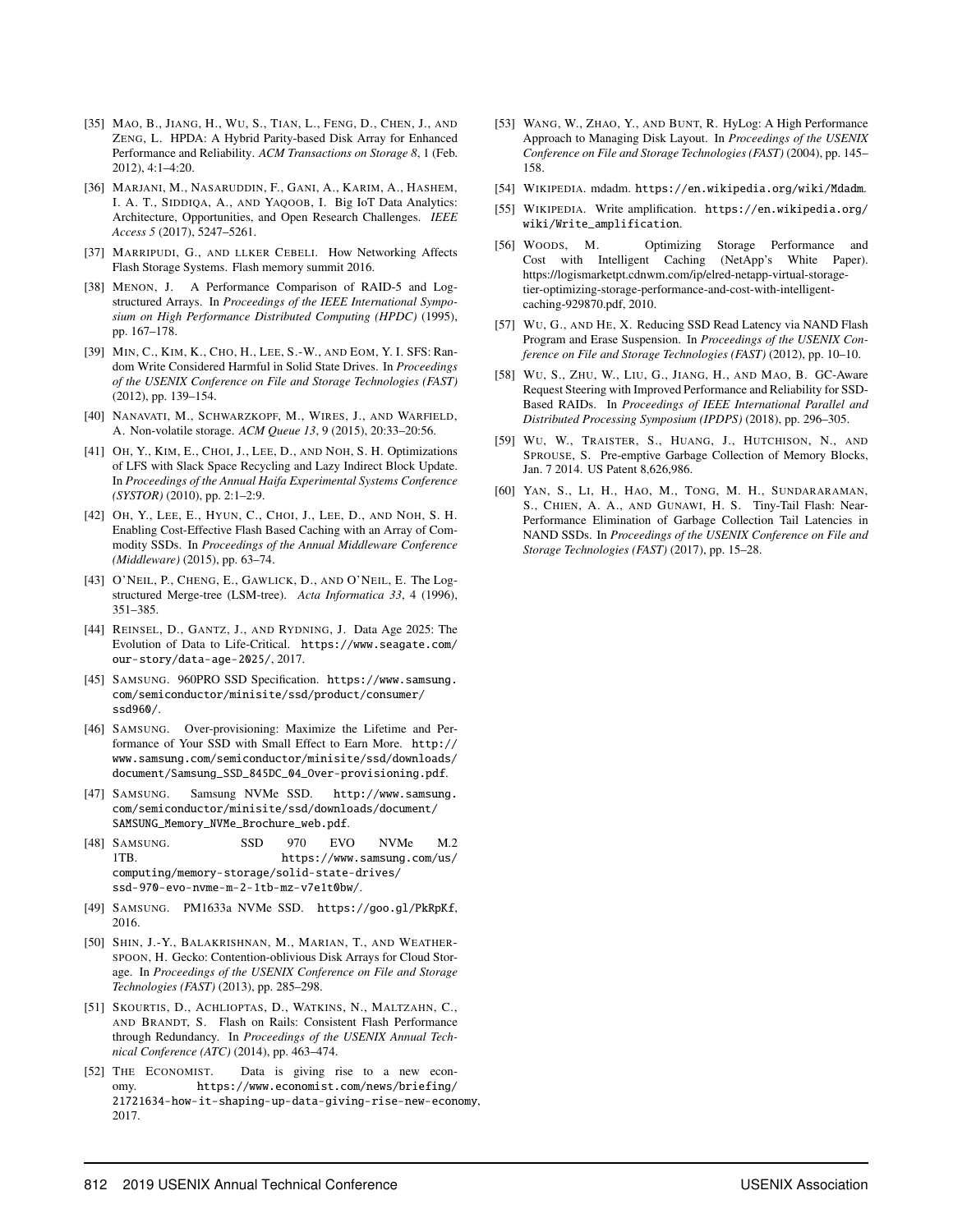[35] MAO, B., JIANG, H., WU, S., TIAN, L., FENG, D., CHEN, J., AND ZENG, L. HPDA: A Hybrid Parity-based Disk Array for Enhanced Performance and Reliability. *ACM Transactions on Storage 8*, 1 (Feb. 2012), 4:1–4:20.

[36] MARJANI, M., NASARUDDIN, F., GANI, A., KARIM, A., HASHEM, I. A. T., SIDDIQA, A., AND YAQOOB, I. Big IoT Data Analytics: Architecture, Opportunities, and Open Research Challenges. *IEEE Access 5* (2017), 5247–5261.

[37] MARRIPUDI, G., AND LLKER CEBELI. How Networking Affects Flash Storage Systems. Flash memory summit 2016.

[38] MENON, J. A Performance Comparison of RAID-5 and Log-structured Arrays. In *Proceedings of the IEEE International Symposium on High Performance Distributed Computing (HPDC)* (1995), pp. 167–178.

[39] MIN, C., KIM, K., CHO, H., LEE, S.-W., AND EOM, Y. I. SFS: Random Write Considered Harmful in Solid State Drives. In *Proceedings of the USENIX Conference on File and Storage Technologies (FAST)* (2012), pp. 139–154.

[40] NANAVATI, M., SCHWARZKOPF, M., WIRES, J., AND WARFIELD, A. Non-volatile storage. *ACM Queue 13*, 9 (2015), 20:33–20:56.

[41] OH, Y., KIM, E., CHOI, J., LEE, D., AND NOH, S. H. Optimizations of LFS with Slack Space Recycling and Lazy Indirect Block Update. In *Proceedings of the Annual Haifa Experimental Systems Conference (SYSTOR)* (2010), pp. 2:1–2:9.

[42] OH, Y., LEE, E., HYUN, C., CHOI, J., LEE, D., AND NOH, S. H. Enabling Cost-Effective Flash Based Caching with an Array of Commodity SSDs. In *Proceedings of the Annual Middleware Conference (Middleware)* (2015), pp. 63–74.

[43] O'NEIL, P., CHENG, E., GAWLICK, D., AND O'NEIL, E. The Log-structured Merge-tree (LSM-tree). *Acta Informatica 33*, 4 (1996), 351–385.

[44] REINSEL, D., GANTZ, J., AND RYDNING, J. Data Age 2025: The Evolution of Data to Life-Critical. https://www.seagate.com/our-story/data-age-2025/, 2017.

[45] SAMSUNG. 960PRO SSD Specification. https://www.samsung.com/semiconductor/minisite/ssd/product/consumer/ssd960/.

[46] SAMSUNG. Over-provisioning: Maximize the Lifetime and Performance of Your SSD with Small Effect to Earn More. http://www.samsung.com/semiconductor/minisite/ssd/downloads/document/Samsung_SSD_845DC_04_Over-provisioning.pdf.

[47] SAMSUNG. Samsung NVMe SSD. http://www.samsung.com/semiconductor/minisite/ssd/downloads/document/SAMSUNG_Memory_NVMe_Brochure_web.pdf.

[48] SAMSUNG. SSD 970 EVO NVMe M.2 1TB. https://www.samsung.com/us/computing/memory-storage/solid-state-drives/ssd-970-evo-nvme-m-2-1tb-mz-v7e1t0bw/.

[49] SAMSUNG. PM1633a NVMe SSD. https://goo.gl/PkRpKf, 2016.

[50] SHIN, J.-Y., BALAKRISHNAN, M., MARIAN, T., AND WEATHERSPOON, H. Gecko: Contention-oblivious Disk Arrays for Cloud Storage. In *Proceedings of the USENIX Conference on File and Storage Technologies (FAST)* (2013), pp. 285–298.

[51] SKOURTIS, D., ACHLIOPTAS, D., WATKINS, N., MALTZAHN, C., AND BRANDT, S. Flash on Rails: Consistent Flash Performance through Redundancy. In *Proceedings of the USENIX Annual Technical Conference (ATC)* (2014), pp. 463–474.

[52] THE ECONOMIST. Data is giving rise to a new economy. https://www.economist.com/news/briefing/21721634-how-it-shaping-up-data-giving-rise-new-economy, 2017.

[53] WANG, W., ZHAO, Y., AND BUNT, R. HyLog: A High Performance Approach to Managing Disk Layout. In *Proceedings of the USENIX Conference on File and Storage Technologies (FAST)* (2004), pp. 145–158.

[54] WIKIPEDIA. mdadm. https://en.wikipedia.org/wiki/Mdadm.

[55] WIKIPEDIA. Write amplification. https://en.wikipedia.org/wiki/Write_amplification.

[56] WOODS, M. Optimizing Storage Performance and Cost with Intelligent Caching (NetApp's White Paper). https://logismarketpt.cdnwm.com/ip/elred-netapp-virtual-storage-tier-optimizing-storage-performance-and-cost-with-intelligent-caching-929870.pdf, 2010.

[57] WU, G., AND HE, X. Reducing SSD Read Latency via NAND Flash Program and Erase Suspension. In *Proceedings of the USENIX Conference on File and Storage Technologies (FAST)* (2012), pp. 10–10.

[58] WU, S., ZHU, W., LIU, G., JIANG, H., AND MAO, B. GC-Aware Request Steering with Improved Performance and Reliability for SSD-Based RAIDs. In *Proceedings of IEEE International Parallel and Distributed Processing Symposium (IPDPS)* (2018), pp. 296–305.

[59] WU, W., TRAISTER, S., HUANG, J., HUTCHISON, N., AND SPROUSE, S. Pre-emptive Garbage Collection of Memory Blocks, Jan. 7 2014. US Patent 8,626,986.

[60] YAN, S., LI, H., HAO, M., TONG, M. H., SUNDARARAMAN, S., CHIEN, A. A., AND GUNAWI, H. S. Tiny-Tail Flash: Near-Performance Elimination of Garbage Collection Tail Latencies in NAND SSDs. In *Proceedings of the USENIX Conference on File and Storage Technologies (FAST)* (2017), pp. 15–28.